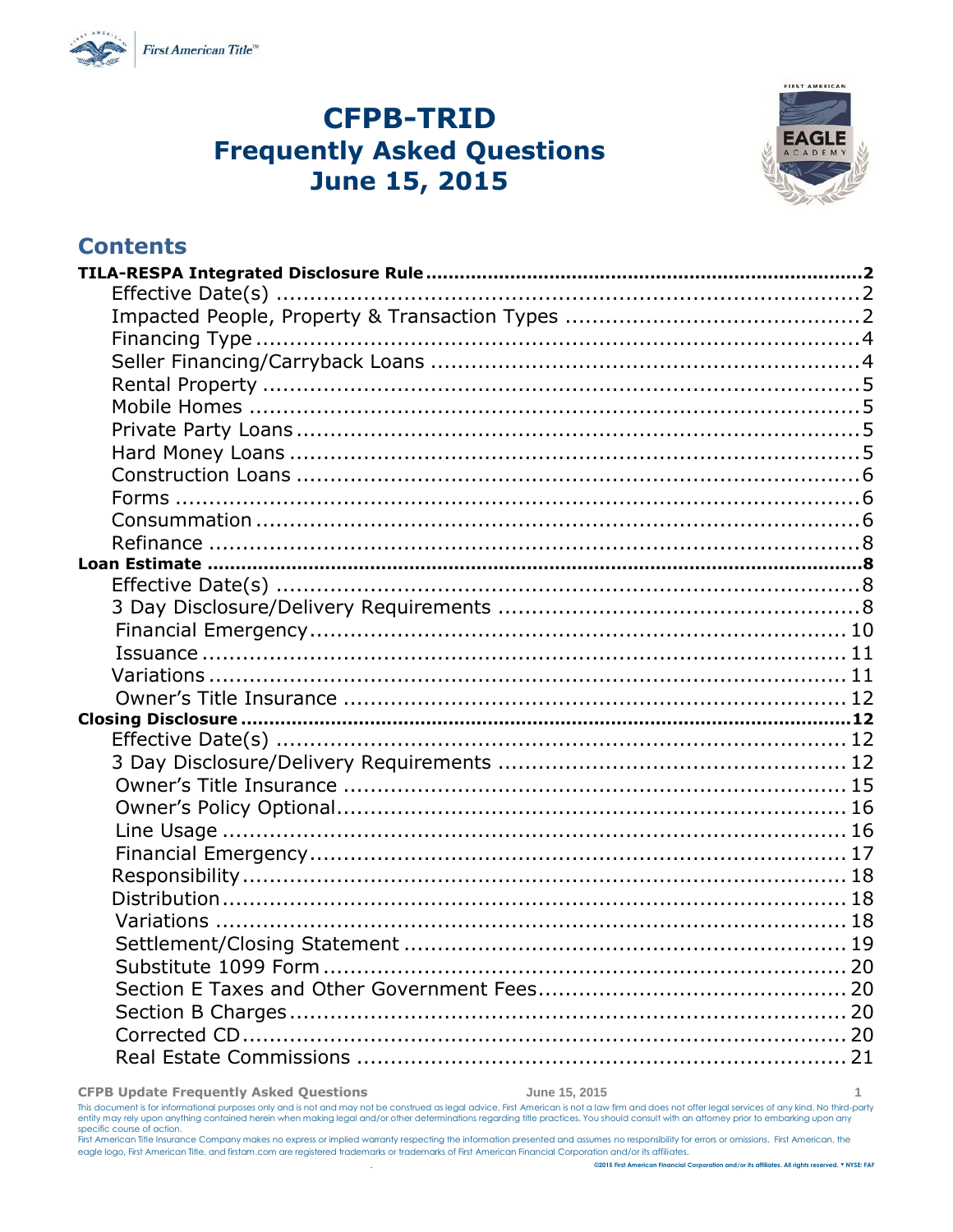# CFPB-TRID Frequently Asked Questions June 15, 2015

## Contents

**TILA-RESPA Integrated Disclosure Rule** ..... **2**
- Effective Date(s) ..... 2
- Impacted People, Property & Transaction Types ..... 2
- Financing Type ..... 4
- Seller Financing/Carryback Loans ..... 4
- Rental Property ..... 5
- Mobile Homes ..... 5
- Private Party Loans ..... 5
- Hard Money Loans ..... 5
- Construction Loans ..... 6
- Forms ..... 6
- Consummation ..... 6
- Refinance ..... 8

**Loan Estimate** ..... **8**
- Effective Date(s) ..... 8
- 3 Day Disclosure/Delivery Requirements ..... 8
- Financial Emergency ..... 10
- Issuance ..... 11
- Variations ..... 11
- Owner's Title Insurance ..... 12

**Closing Disclosure** ..... **12**
- Effective Date(s) ..... 12
- 3 Day Disclosure/Delivery Requirements ..... 12
- Owner's Title Insurance ..... 15
- Owner's Policy Optional ..... 16
- Line Usage ..... 16
- Financial Emergency ..... 17
- Responsibility ..... 18
- Distribution ..... 18
- Variations ..... 18
- Settlement/Closing Statement ..... 19
- Substitute 1099 Form ..... 20
- Section E Taxes and Other Government Fees ..... 20
- Section B Charges ..... 20
- Corrected CD ..... 20
- Real Estate Commissions ..... 21

This document is for informational purposes only and is not and may not be construed as legal advice. First American is not a law firm and does not offer legal services of any kind. No third-party entity may rely upon anything contained herein when making legal and/or other determinations regarding title practices. You should consult with an attorney prior to embarking upon any specific course of action.
First American Title Insurance Company makes no express or implied warranty respecting the information presented and assumes no responsibility for errors or omissions. First American, the eagle logo, First American Title, and firstam.com are registered trademarks or trademarks of First American Financial Corporation and/or its affiliates.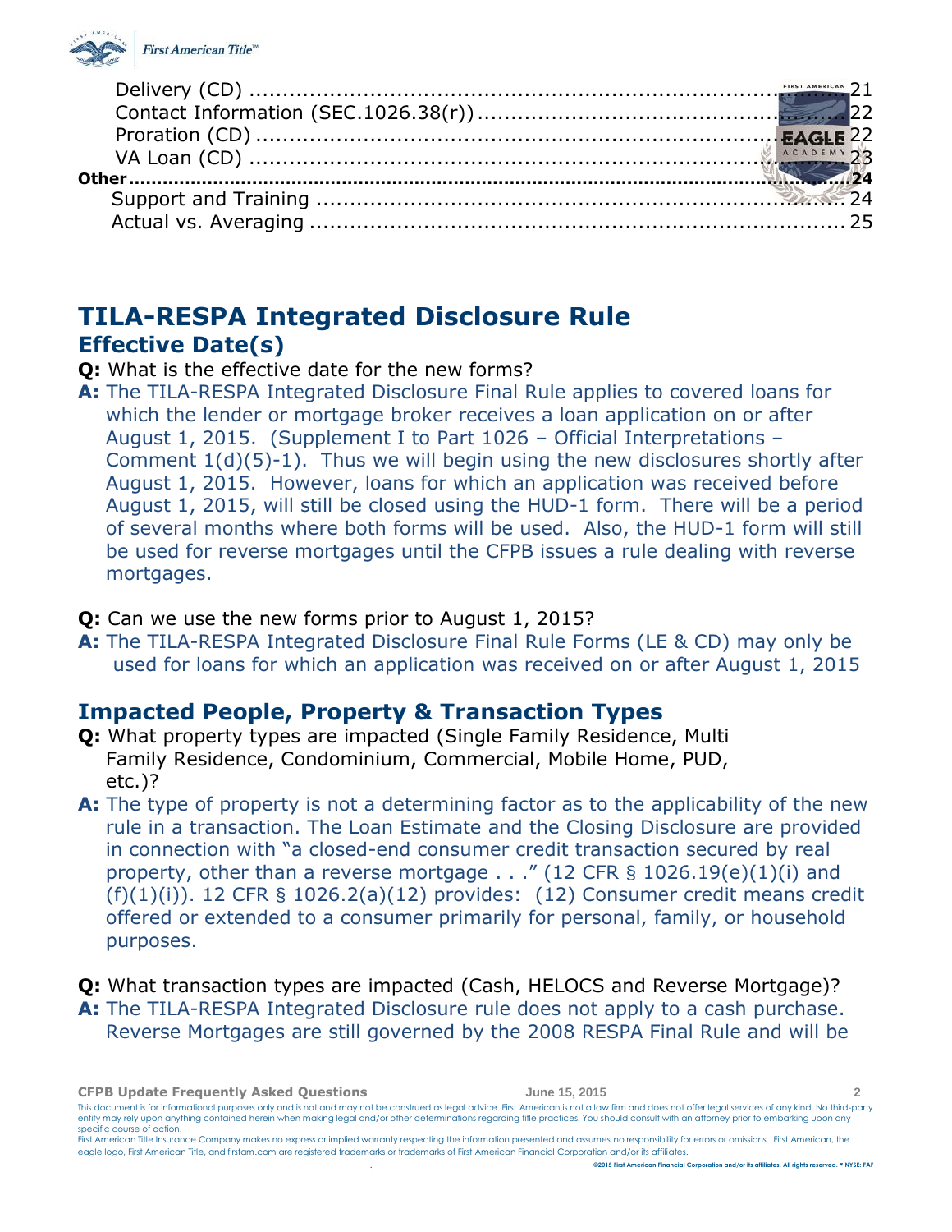Delivery (CD) ..................................................................... 21
Contact Information (SEC.1026.38(r)) ............................................ 22
Proration (CD) ..................................................................... 22
VA Loan (CD) ....................................................................... 23

**Other** ..................................................................................... **24**

Support and Training ............................................................. 24
Actual vs. Averaging ............................................................. 25

# TILA-RESPA Integrated Disclosure Rule

## Effective Date(s)

**Q:** What is the effective date for the new forms?

**A:** The TILA-RESPA Integrated Disclosure Final Rule applies to covered loans for which the lender or mortgage broker receives a loan application on or after August 1, 2015. (Supplement I to Part 1026 – Official Interpretations – Comment 1(d)(5)-1). Thus we will begin using the new disclosures shortly after August 1, 2015. However, loans for which an application was received before August 1, 2015, will still be closed using the HUD-1 form. There will be a period of several months where both forms will be used. Also, the HUD-1 form will still be used for reverse mortgages until the CFPB issues a rule dealing with reverse mortgages.

**Q:** Can we use the new forms prior to August 1, 2015?

**A:** The TILA-RESPA Integrated Disclosure Final Rule Forms (LE & CD) may only be used for loans for which an application was received on or after August 1, 2015

## Impacted People, Property & Transaction Types

**Q:** What property types are impacted (Single Family Residence, Multi Family Residence, Condominium, Commercial, Mobile Home, PUD, etc.)?

**A:** The type of property is not a determining factor as to the applicability of the new rule in a transaction. The Loan Estimate and the Closing Disclosure are provided in connection with "a closed-end consumer credit transaction secured by real property, other than a reverse mortgage . . ." (12 CFR § 1026.19(e)(1)(i) and (f)(1)(i)). 12 CFR § 1026.2(a)(12) provides: (12) Consumer credit means credit offered or extended to a consumer primarily for personal, family, or household purposes.

**Q:** What transaction types are impacted (Cash, HELOCS and Reverse Mortgage)?

**A:** The TILA-RESPA Integrated Disclosure rule does not apply to a cash purchase. Reverse Mortgages are still governed by the 2008 RESPA Final Rule and will be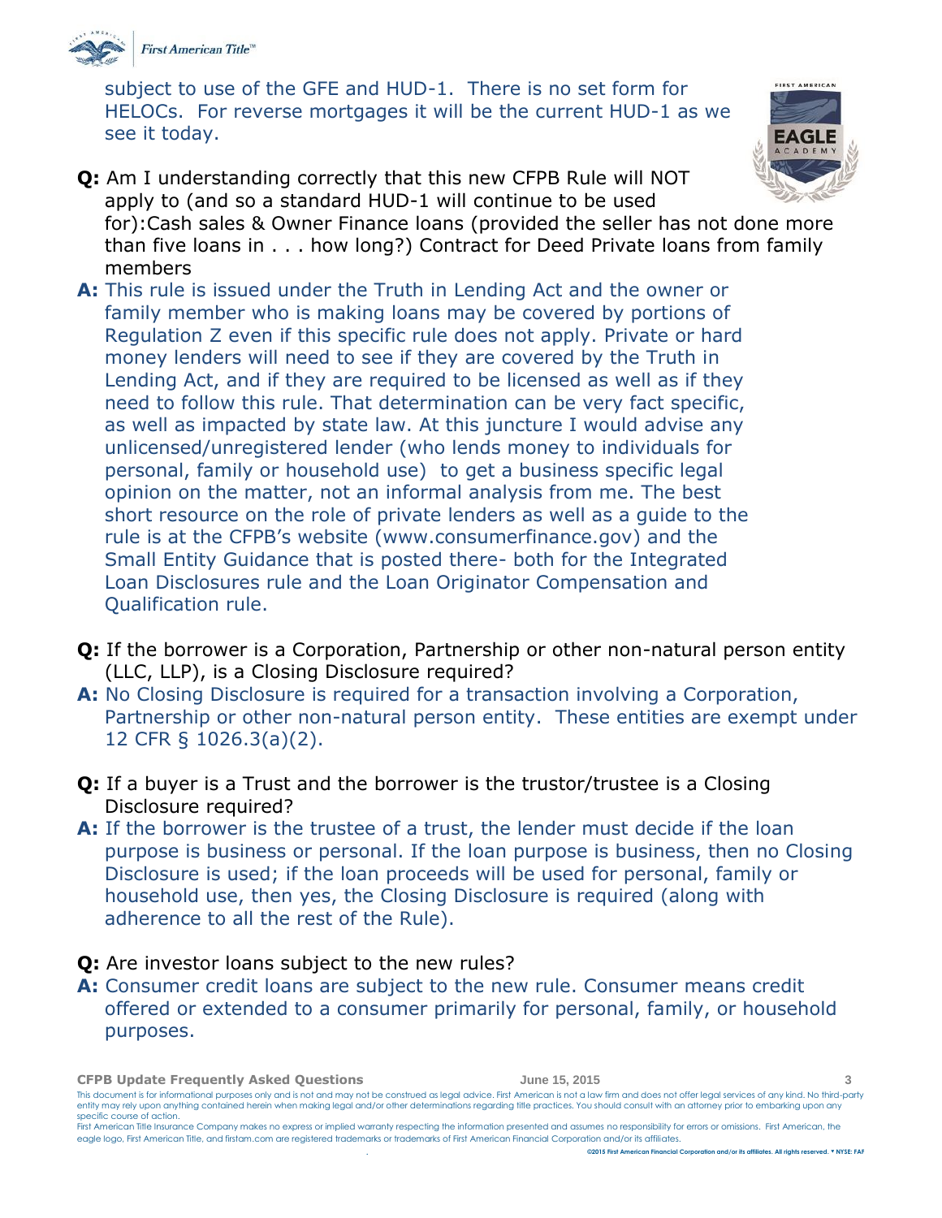subject to use of the GFE and HUD-1. There is no set form for HELOCs. For reverse mortgages it will be the current HUD-1 as we see it today.

**Q:** Am I understanding correctly that this new CFPB Rule will NOT apply to (and so a standard HUD-1 will continue to be used for):Cash sales & Owner Finance loans (provided the seller has not done more than five loans in . . . how long?) Contract for Deed Private loans from family members

**A:** This rule is issued under the Truth in Lending Act and the owner or family member who is making loans may be covered by portions of Regulation Z even if this specific rule does not apply. Private or hard money lenders will need to see if they are covered by the Truth in Lending Act, and if they are required to be licensed as well as if they need to follow this rule. That determination can be very fact specific, as well as impacted by state law. At this juncture I would advise any unlicensed/unregistered lender (who lends money to individuals for personal, family or household use) to get a business specific legal opinion on the matter, not an informal analysis from me. The best short resource on the role of private lenders as well as a guide to the rule is at the CFPB's website (www.consumerfinance.gov) and the Small Entity Guidance that is posted there- both for the Integrated Loan Disclosures rule and the Loan Originator Compensation and Qualification rule.

**Q:** If the borrower is a Corporation, Partnership or other non-natural person entity (LLC, LLP), is a Closing Disclosure required?

**A:** No Closing Disclosure is required for a transaction involving a Corporation, Partnership or other non-natural person entity. These entities are exempt under 12 CFR § 1026.3(a)(2).

**Q:** If a buyer is a Trust and the borrower is the trustor/trustee is a Closing Disclosure required?

**A:** If the borrower is the trustee of a trust, the lender must decide if the loan purpose is business or personal. If the loan purpose is business, then no Closing Disclosure is used; if the loan proceeds will be used for personal, family or household use, then yes, the Closing Disclosure is required (along with adherence to all the rest of the Rule).

**Q:** Are investor loans subject to the new rules?

**A:** Consumer credit loans are subject to the new rule. Consumer means credit offered or extended to a consumer primarily for personal, family, or household purposes.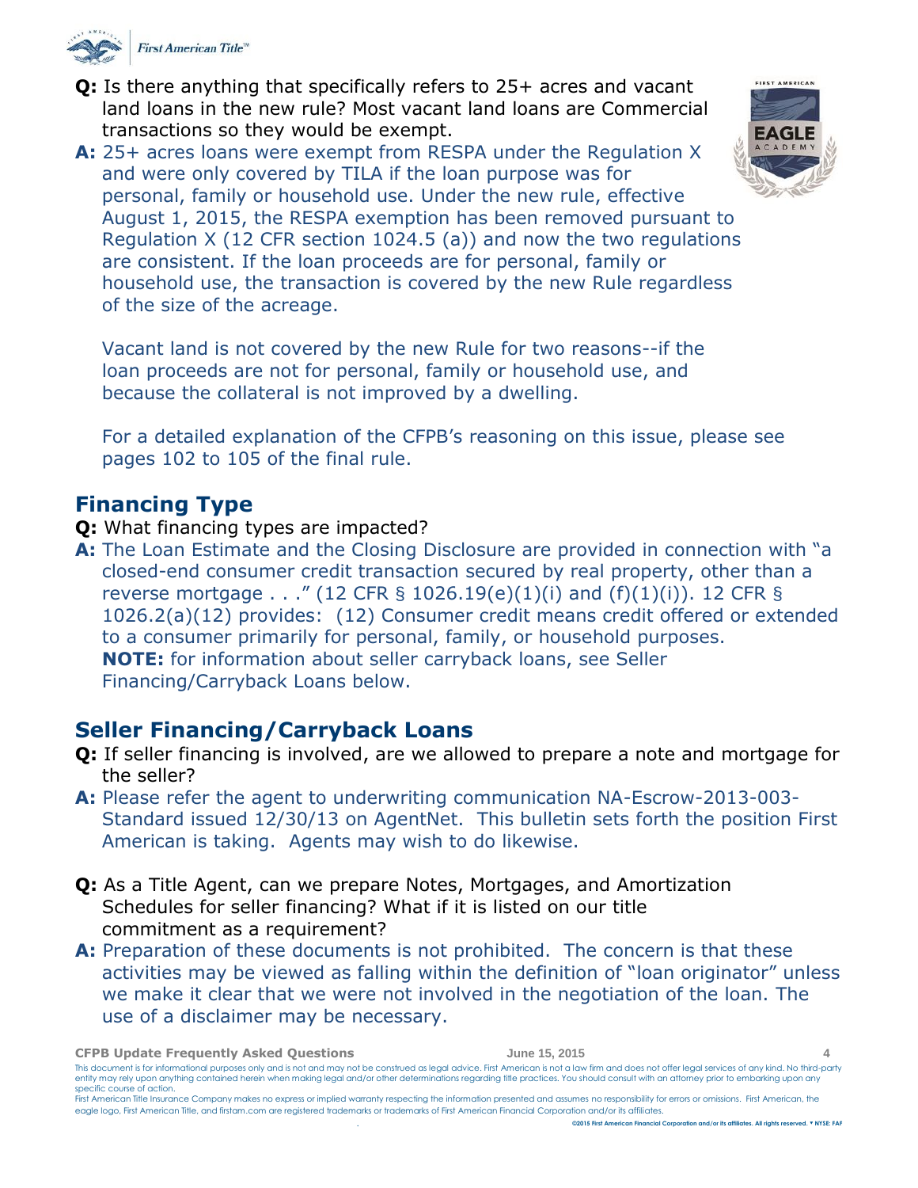**Q:** Is there anything that specifically refers to 25+ acres and vacant land loans in the new rule? Most vacant land loans are Commercial transactions so they would be exempt.

**A:** 25+ acres loans were exempt from RESPA under the Regulation X and were only covered by TILA if the loan purpose was for personal, family or household use. Under the new rule, effective August 1, 2015, the RESPA exemption has been removed pursuant to Regulation X (12 CFR section 1024.5 (a)) and now the two regulations are consistent. If the loan proceeds are for personal, family or household use, the transaction is covered by the new Rule regardless of the size of the acreage.

Vacant land is not covered by the new Rule for two reasons--if the loan proceeds are not for personal, family or household use, and because the collateral is not improved by a dwelling.

For a detailed explanation of the CFPB's reasoning on this issue, please see pages 102 to 105 of the final rule.

## Financing Type

**Q:** What financing types are impacted?

**A:** The Loan Estimate and the Closing Disclosure are provided in connection with "a closed-end consumer credit transaction secured by real property, other than a reverse mortgage . . ." (12 CFR § 1026.19(e)(1)(i) and (f)(1)(i)). 12 CFR § 1026.2(a)(12) provides: (12) Consumer credit means credit offered or extended to a consumer primarily for personal, family, or household purposes. **NOTE:** for information about seller carryback loans, see Seller Financing/Carryback Loans below.

## Seller Financing/Carryback Loans

**Q:** If seller financing is involved, are we allowed to prepare a note and mortgage for the seller?

**A:** Please refer the agent to underwriting communication NA-Escrow-2013-003-Standard issued 12/30/13 on AgentNet. This bulletin sets forth the position First American is taking. Agents may wish to do likewise.

**Q:** As a Title Agent, can we prepare Notes, Mortgages, and Amortization Schedules for seller financing? What if it is listed on our title commitment as a requirement?

**A:** Preparation of these documents is not prohibited. The concern is that these activities may be viewed as falling within the definition of "loan originator" unless we make it clear that we were not involved in the negotiation of the loan. The use of a disclaimer may be necessary.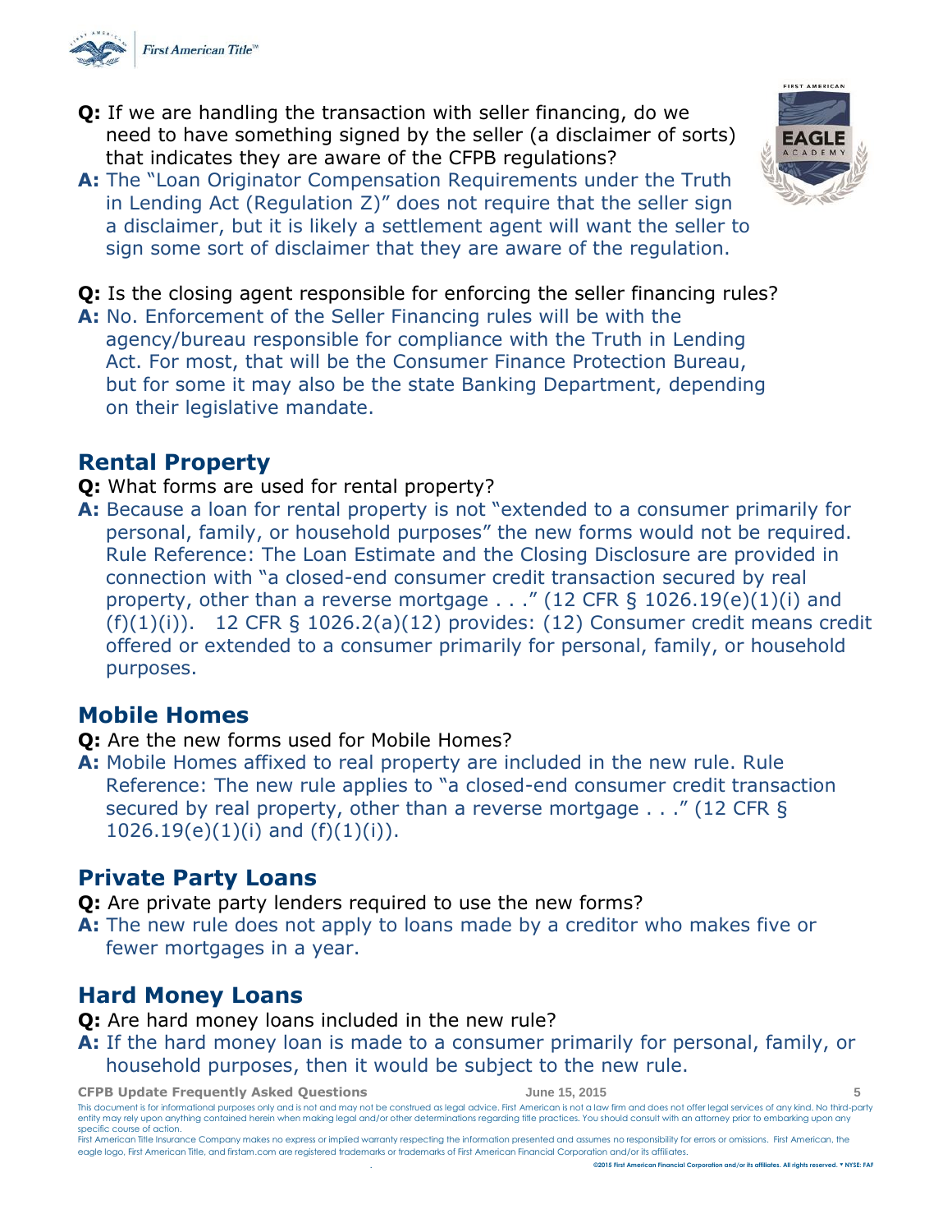**Q:** If we are handling the transaction with seller financing, do we need to have something signed by the seller (a disclaimer of sorts) that indicates they are aware of the CFPB regulations?

**A:** The "Loan Originator Compensation Requirements under the Truth in Lending Act (Regulation Z)" does not require that the seller sign a disclaimer, but it is likely a settlement agent will want the seller to sign some sort of disclaimer that they are aware of the regulation.

**Q:** Is the closing agent responsible for enforcing the seller financing rules?

**A:** No. Enforcement of the Seller Financing rules will be with the agency/bureau responsible for compliance with the Truth in Lending Act. For most, that will be the Consumer Finance Protection Bureau, but for some it may also be the state Banking Department, depending on their legislative mandate.

## Rental Property

**Q:** What forms are used for rental property?

**A:** Because a loan for rental property is not "extended to a consumer primarily for personal, family, or household purposes" the new forms would not be required. Rule Reference: The Loan Estimate and the Closing Disclosure are provided in connection with "a closed-end consumer credit transaction secured by real property, other than a reverse mortgage . . ." (12 CFR § 1026.19(e)(1)(i) and (f)(1)(i)). 12 CFR § 1026.2(a)(12) provides: (12) Consumer credit means credit offered or extended to a consumer primarily for personal, family, or household purposes.

## Mobile Homes

**Q:** Are the new forms used for Mobile Homes?

**A:** Mobile Homes affixed to real property are included in the new rule. Rule Reference: The new rule applies to "a closed-end consumer credit transaction secured by real property, other than a reverse mortgage . . ." (12 CFR § 1026.19(e)(1)(i) and (f)(1)(i)).

## Private Party Loans

**Q:** Are private party lenders required to use the new forms?

**A:** The new rule does not apply to loans made by a creditor who makes five or fewer mortgages in a year.

## Hard Money Loans

**Q:** Are hard money loans included in the new rule?

**A:** If the hard money loan is made to a consumer primarily for personal, family, or household purposes, then it would be subject to the new rule.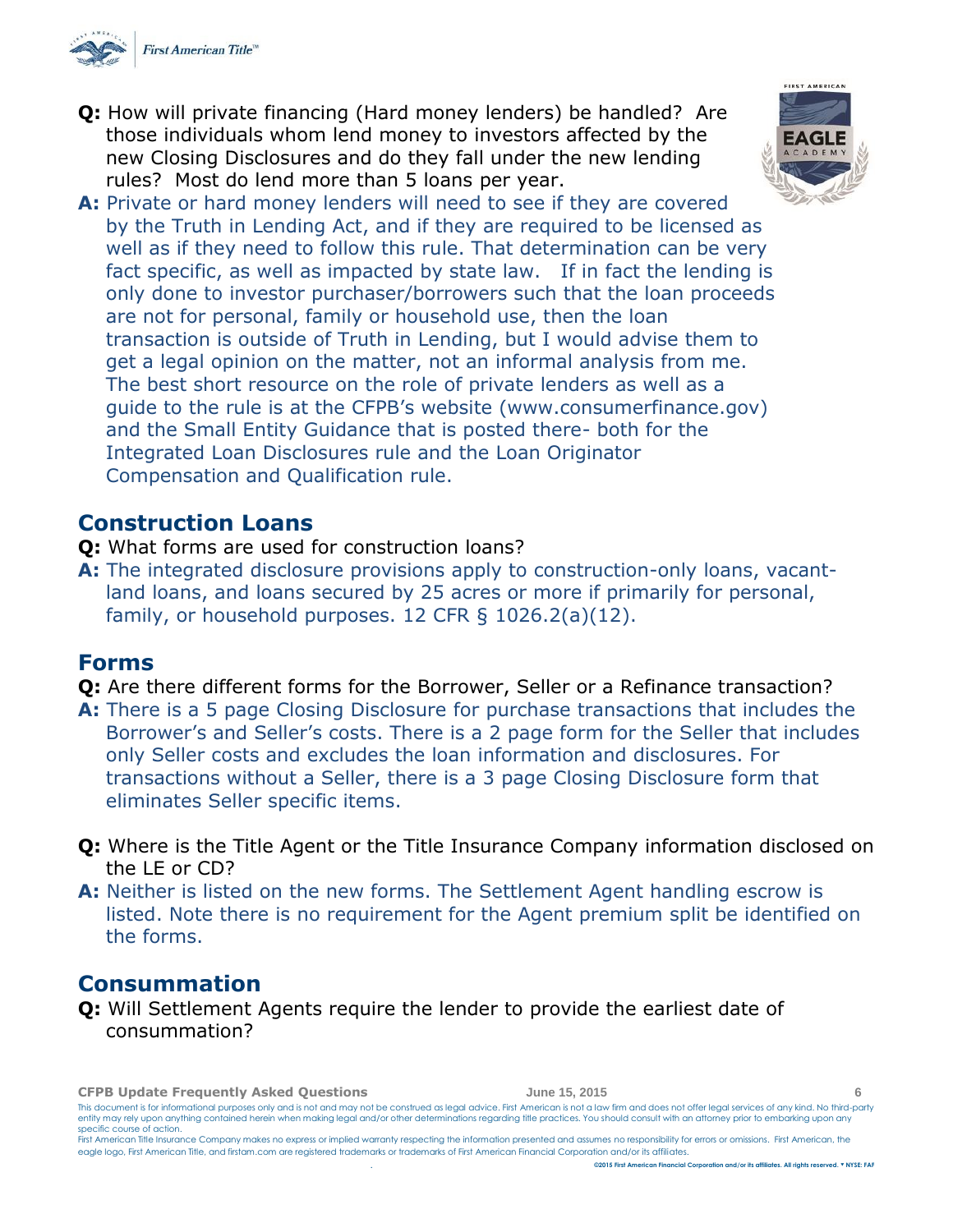**Q:** How will private financing (Hard money lenders) be handled? Are those individuals whom lend money to investors affected by the new Closing Disclosures and do they fall under the new lending rules? Most do lend more than 5 loans per year.

**A:** Private or hard money lenders will need to see if they are covered by the Truth in Lending Act, and if they are required to be licensed as well as if they need to follow this rule. That determination can be very fact specific, as well as impacted by state law. If in fact the lending is only done to investor purchaser/borrowers such that the loan proceeds are not for personal, family or household use, then the loan transaction is outside of Truth in Lending, but I would advise them to get a legal opinion on the matter, not an informal analysis from me. The best short resource on the role of private lenders as well as a guide to the rule is at the CFPB's website (www.consumerfinance.gov) and the Small Entity Guidance that is posted there- both for the Integrated Loan Disclosures rule and the Loan Originator Compensation and Qualification rule.

## Construction Loans

**Q:** What forms are used for construction loans?

**A:** The integrated disclosure provisions apply to construction-only loans, vacant-land loans, and loans secured by 25 acres or more if primarily for personal, family, or household purposes. 12 CFR § 1026.2(a)(12).

## Forms

**Q:** Are there different forms for the Borrower, Seller or a Refinance transaction?

**A:** There is a 5 page Closing Disclosure for purchase transactions that includes the Borrower's and Seller's costs. There is a 2 page form for the Seller that includes only Seller costs and excludes the loan information and disclosures. For transactions without a Seller, there is a 3 page Closing Disclosure form that eliminates Seller specific items.

**Q:** Where is the Title Agent or the Title Insurance Company information disclosed on the LE or CD?

**A:** Neither is listed on the new forms. The Settlement Agent handling escrow is listed. Note there is no requirement for the Agent premium split be identified on the forms.

## Consummation

**Q:** Will Settlement Agents require the lender to provide the earliest date of consummation?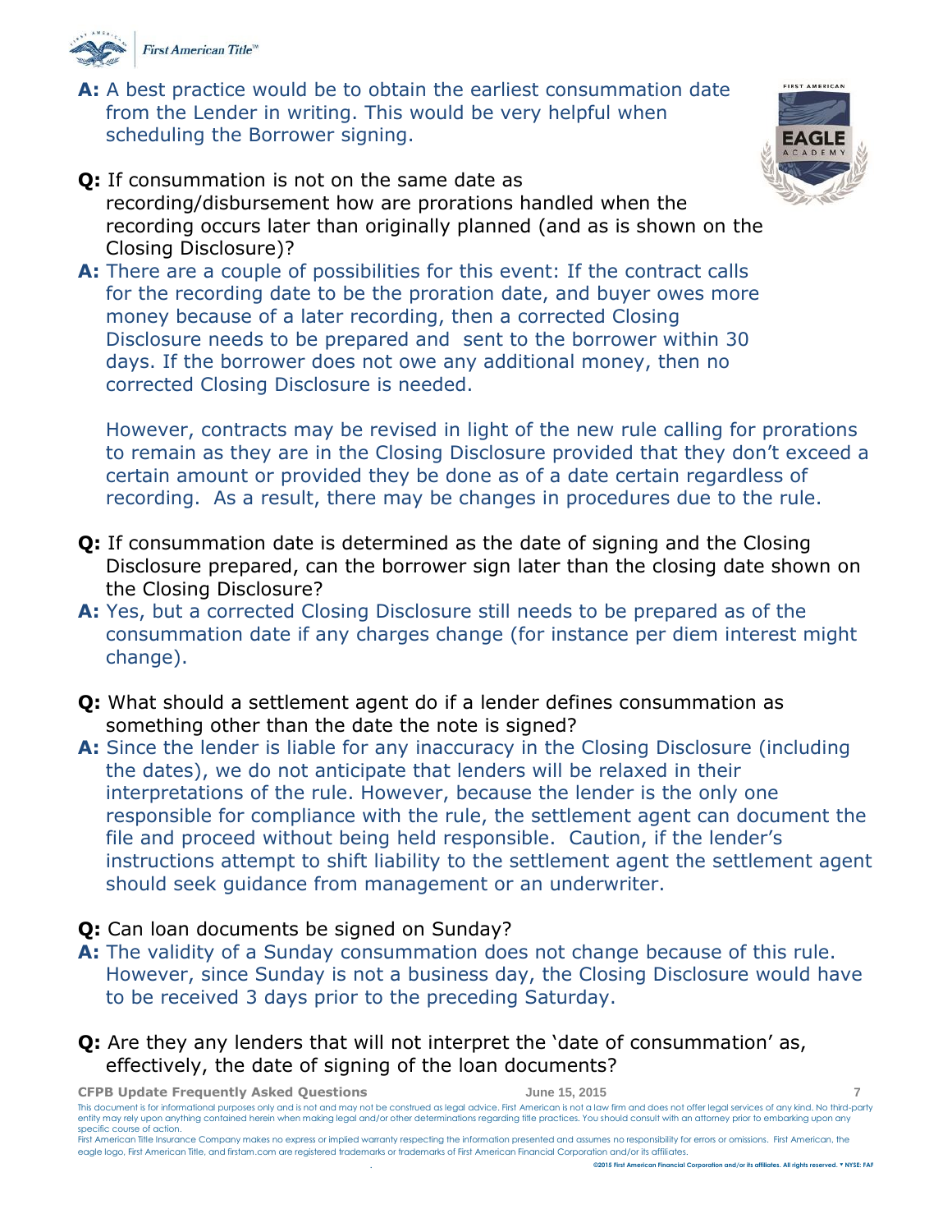**A:** A best practice would be to obtain the earliest consummation date from the Lender in writing. This would be very helpful when scheduling the Borrower signing.

**Q:** If consummation is not on the same date as recording/disbursement how are prorations handled when the recording occurs later than originally planned (and as is shown on the Closing Disclosure)?

**A:** There are a couple of possibilities for this event: If the contract calls for the recording date to be the proration date, and buyer owes more money because of a later recording, then a corrected Closing Disclosure needs to be prepared and sent to the borrower within 30 days. If the borrower does not owe any additional money, then no corrected Closing Disclosure is needed.

However, contracts may be revised in light of the new rule calling for prorations to remain as they are in the Closing Disclosure provided that they don't exceed a certain amount or provided they be done as of a date certain regardless of recording. As a result, there may be changes in procedures due to the rule.

**Q:** If consummation date is determined as the date of signing and the Closing Disclosure prepared, can the borrower sign later than the closing date shown on the Closing Disclosure?

**A:** Yes, but a corrected Closing Disclosure still needs to be prepared as of the consummation date if any charges change (for instance per diem interest might change).

**Q:** What should a settlement agent do if a lender defines consummation as something other than the date the note is signed?

**A:** Since the lender is liable for any inaccuracy in the Closing Disclosure (including the dates), we do not anticipate that lenders will be relaxed in their interpretations of the rule. However, because the lender is the only one responsible for compliance with the rule, the settlement agent can document the file and proceed without being held responsible. Caution, if the lender's instructions attempt to shift liability to the settlement agent the settlement agent should seek guidance from management or an underwriter.

**Q:** Can loan documents be signed on Sunday?

**A:** The validity of a Sunday consummation does not change because of this rule. However, since Sunday is not a business day, the Closing Disclosure would have to be received 3 days prior to the preceding Saturday.

**Q:** Are they any lenders that will not interpret the 'date of consummation' as, effectively, the date of signing of the loan documents?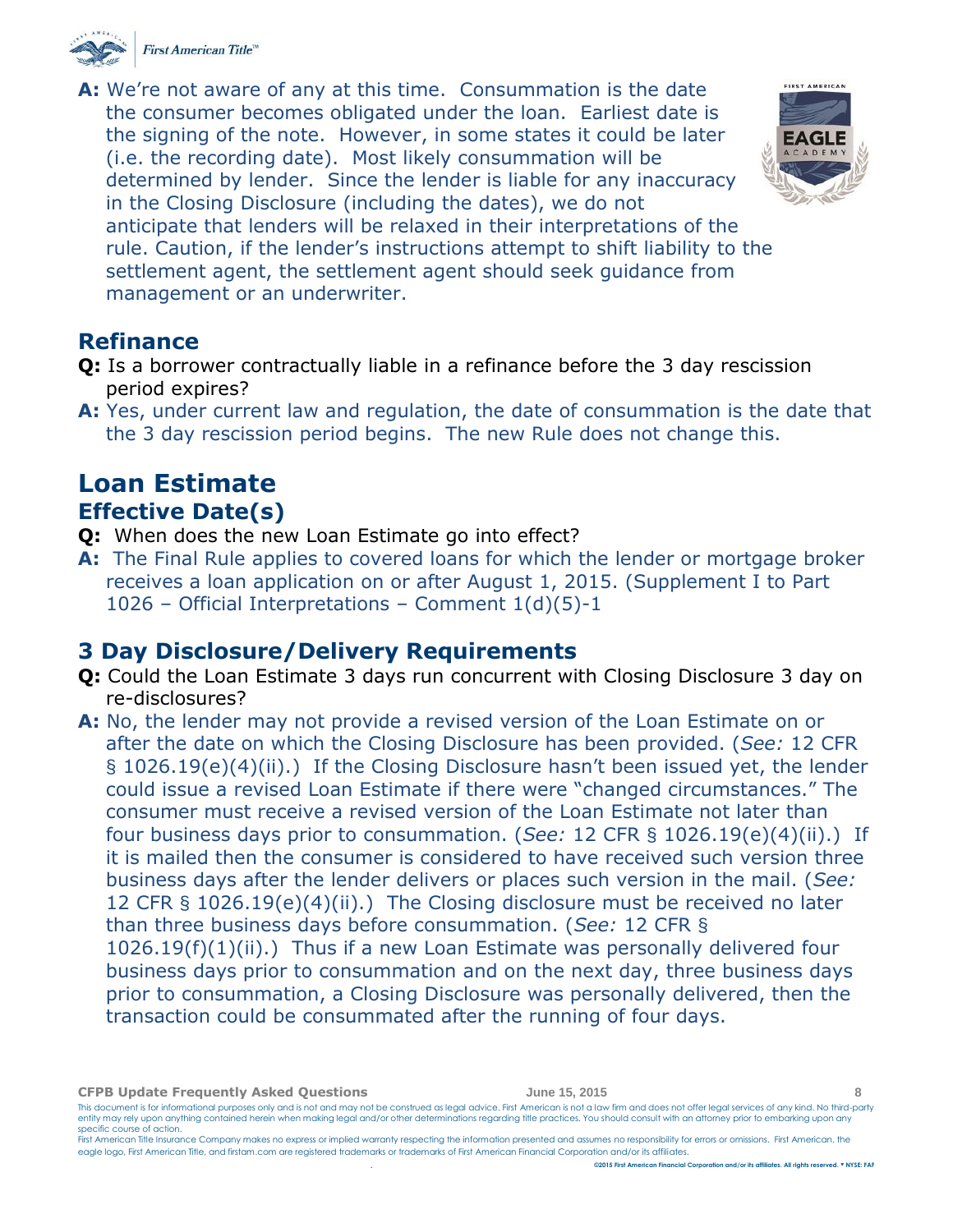**A:** We're not aware of any at this time. Consummation is the date the consumer becomes obligated under the loan. Earliest date is the signing of the note. However, in some states it could be later (i.e. the recording date). Most likely consummation will be determined by lender. Since the lender is liable for any inaccuracy in the Closing Disclosure (including the dates), we do not anticipate that lenders will be relaxed in their interpretations of the rule. Caution, if the lender's instructions attempt to shift liability to the settlement agent, the settlement agent should seek guidance from management or an underwriter.

## Refinance

**Q:** Is a borrower contractually liable in a refinance before the 3 day rescission period expires?

**A:** Yes, under current law and regulation, the date of consummation is the date that the 3 day rescission period begins. The new Rule does not change this.

# Loan Estimate

## Effective Date(s)

**Q:** When does the new Loan Estimate go into effect?

**A:** The Final Rule applies to covered loans for which the lender or mortgage broker receives a loan application on or after August 1, 2015. (Supplement I to Part 1026 – Official Interpretations – Comment 1(d)(5)-1

## 3 Day Disclosure/Delivery Requirements

**Q:** Could the Loan Estimate 3 days run concurrent with Closing Disclosure 3 day on re-disclosures?

**A:** No, the lender may not provide a revised version of the Loan Estimate on or after the date on which the Closing Disclosure has been provided. (*See:* 12 CFR § 1026.19(e)(4)(ii).) If the Closing Disclosure hasn't been issued yet, the lender could issue a revised Loan Estimate if there were "changed circumstances." The consumer must receive a revised version of the Loan Estimate not later than four business days prior to consummation. (*See:* 12 CFR § 1026.19(e)(4)(ii).) If it is mailed then the consumer is considered to have received such version three business days after the lender delivers or places such version in the mail. (*See:* 12 CFR § 1026.19(e)(4)(ii).) The Closing disclosure must be received no later than three business days before consummation. (*See:* 12 CFR § 1026.19(f)(1)(ii).) Thus if a new Loan Estimate was personally delivered four business days prior to consummation and on the next day, three business days prior to consummation, a Closing Disclosure was personally delivered, then the transaction could be consummated after the running of four days.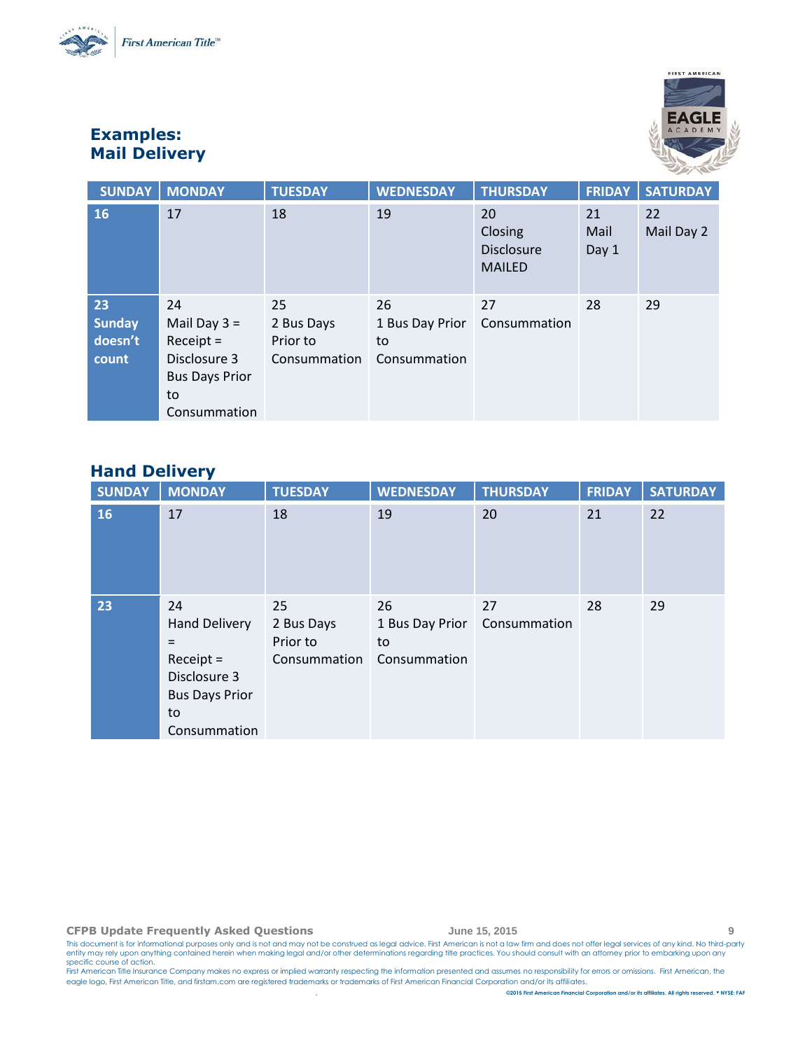## Examples:
## Mail Delivery

| SUNDAY | MONDAY | TUESDAY | WEDNESDAY | THURSDAY | FRIDAY | SATURDAY |
|---|---|---|---|---|---|---|
| 16 | 17 | 18 | 19 | 20 Closing Disclosure MAILED | 21 Mail Day 1 | 22 Mail Day 2 |
| 23 Sunday doesn't count | 24 Mail Day 3 = Receipt = Disclosure 3 Bus Days Prior to Consummation | 25 2 Bus Days Prior to Consummation | 26 1 Bus Day Prior to Consummation | 27 Consummation | 28 | 29 |

## Hand Delivery

| SUNDAY | MONDAY | TUESDAY | WEDNESDAY | THURSDAY | FRIDAY | SATURDAY |
|---|---|---|---|---|---|---|
| 16 | 17 | 18 | 19 | 20 | 21 | 22 |
| 23 | 24 Hand Delivery = Receipt = Disclosure 3 Bus Days Prior to Consummation | 25 2 Bus Days Prior to Consummation | 26 1 Bus Day Prior to Consummation | 27 Consummation | 28 | 29 |

This document is for informational purposes only and is not and may not be construed as legal advice. First American is not a law firm and does not offer legal services of any kind. No third-party entity may rely upon anything contained herein when making legal and/or other determinations regarding title practices. You should consult with an attorney prior to embarking upon any specific course of action.
First American Title Insurance Company makes no express or implied warranty respecting the information presented and assumes no responsibility for errors or omissions. First American, the eagle logo, First American Title, and firstam.com are registered trademarks or trademarks of First American Financial Corporation and/or its affiliates.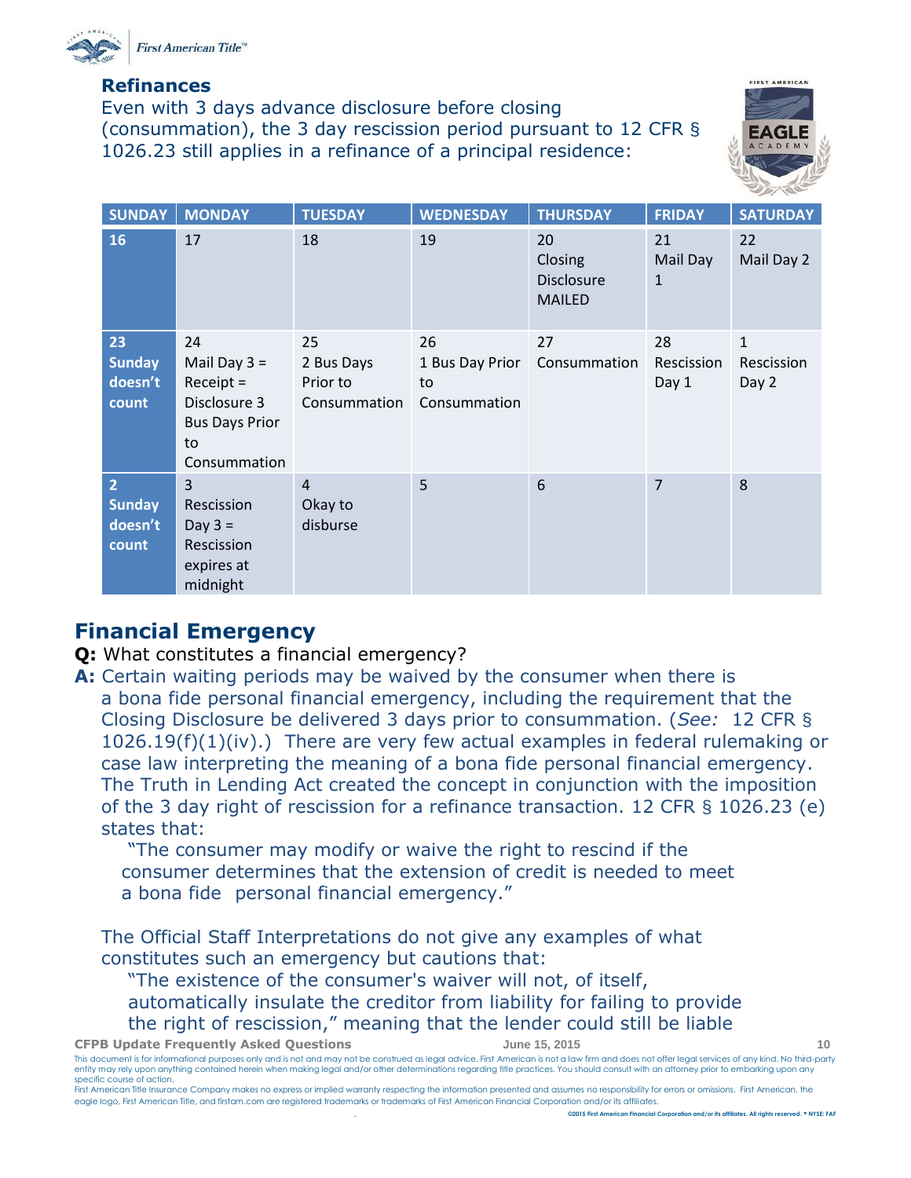## Refinances

Even with 3 days advance disclosure before closing (consummation), the 3 day rescission period pursuant to 12 CFR § 1026.23 still applies in a refinance of a principal residence:

| SUNDAY | MONDAY | TUESDAY | WEDNESDAY | THURSDAY | FRIDAY | SATURDAY |
|---|---|---|---|---|---|---|
| 16 | 17 | 18 | 19 | 20 Closing Disclosure MAILED | 21 Mail Day 1 | 22 Mail Day 2 |
| 23 Sunday doesn't count | 24 Mail Day 3 = Receipt = Disclosure 3 Bus Days Prior to Consummation | 25 2 Bus Days Prior to Consummation | 26 1 Bus Day Prior to Consummation | 27 Consummation | 28 Rescission Day 1 | 1 Rescission Day 2 |
| 2 Sunday doesn't count | 3 Rescission Day 3 = Rescission expires at midnight | 4 Okay to disburse | 5 | 6 | 7 | 8 |

## Financial Emergency

**Q:** What constitutes a financial emergency?

**A:** Certain waiting periods may be waived by the consumer when there is a bona fide personal financial emergency, including the requirement that the Closing Disclosure be delivered 3 days prior to consummation. (*See:* 12 CFR § 1026.19(f)(1)(iv).) There are very few actual examples in federal rulemaking or case law interpreting the meaning of a bona fide personal financial emergency. The Truth in Lending Act created the concept in conjunction with the imposition of the 3 day right of rescission for a refinance transaction. 12 CFR § 1026.23 (e) states that:

> "The consumer may modify or waive the right to rescind if the consumer determines that the extension of credit is needed to meet a bona fide personal financial emergency."

The Official Staff Interpretations do not give any examples of what constitutes such an emergency but cautions that:

> "The existence of the consumer's waiver will not, of itself, automatically insulate the creditor from liability for failing to provide the right of rescission," meaning that the lender could still be liable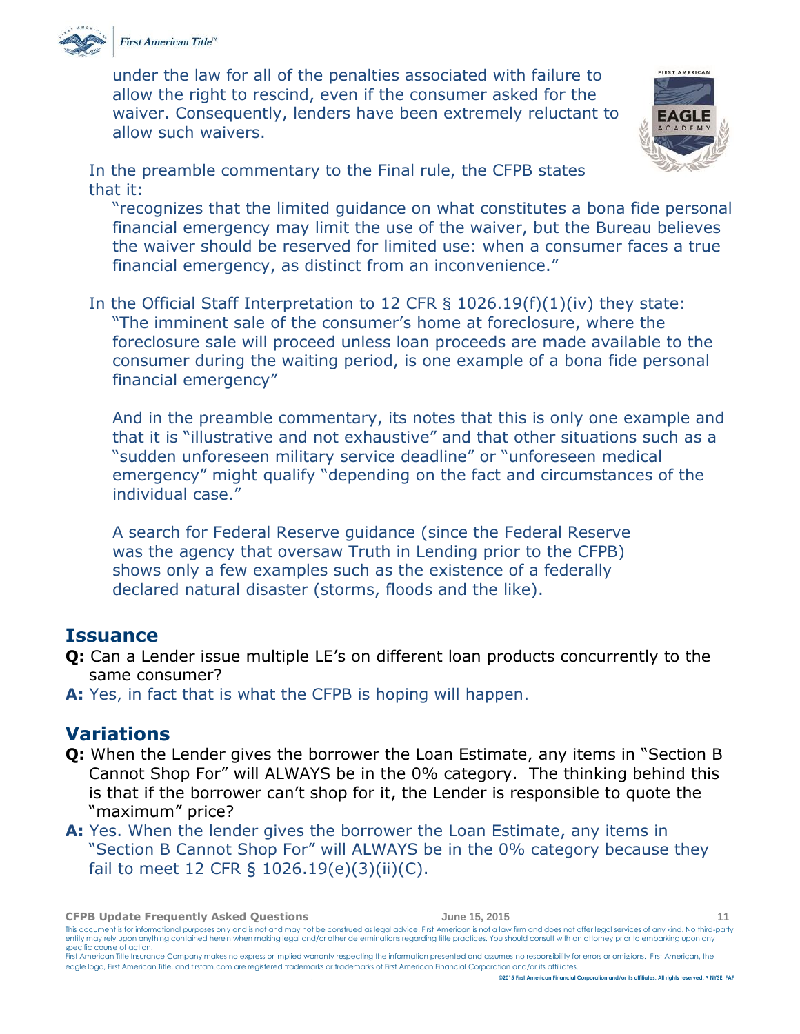under the law for all of the penalties associated with failure to allow the right to rescind, even if the consumer asked for the waiver. Consequently, lenders have been extremely reluctant to allow such waivers.

In the preamble commentary to the Final rule, the CFPB states that it:

> "recognizes that the limited guidance on what constitutes a bona fide personal financial emergency may limit the use of the waiver, but the Bureau believes the waiver should be reserved for limited use: when a consumer faces a true financial emergency, as distinct from an inconvenience."

In the Official Staff Interpretation to 12 CFR § 1026.19(f)(1)(iv) they state:

> "The imminent sale of the consumer's home at foreclosure, where the foreclosure sale will proceed unless loan proceeds are made available to the consumer during the waiting period, is one example of a bona fide personal financial emergency"
>
> And in the preamble commentary, its notes that this is only one example and that it is "illustrative and not exhaustive" and that other situations such as a "sudden unforeseen military service deadline" or "unforeseen medical emergency" might qualify "depending on the fact and circumstances of the individual case."
>
> A search for Federal Reserve guidance (since the Federal Reserve was the agency that oversaw Truth in Lending prior to the CFPB) shows only a few examples such as the existence of a federally declared natural disaster (storms, floods and the like).

## Issuance

**Q:** Can a Lender issue multiple LE's on different loan products concurrently to the same consumer?

**A:** Yes, in fact that is what the CFPB is hoping will happen.

## Variations

**Q:** When the Lender gives the borrower the Loan Estimate, any items in "Section B Cannot Shop For" will ALWAYS be in the 0% category. The thinking behind this is that if the borrower can't shop for it, the Lender is responsible to quote the "maximum" price?

**A:** Yes. When the lender gives the borrower the Loan Estimate, any items in "Section B Cannot Shop For" will ALWAYS be in the 0% category because they fail to meet 12 CFR § 1026.19(e)(3)(ii)(C).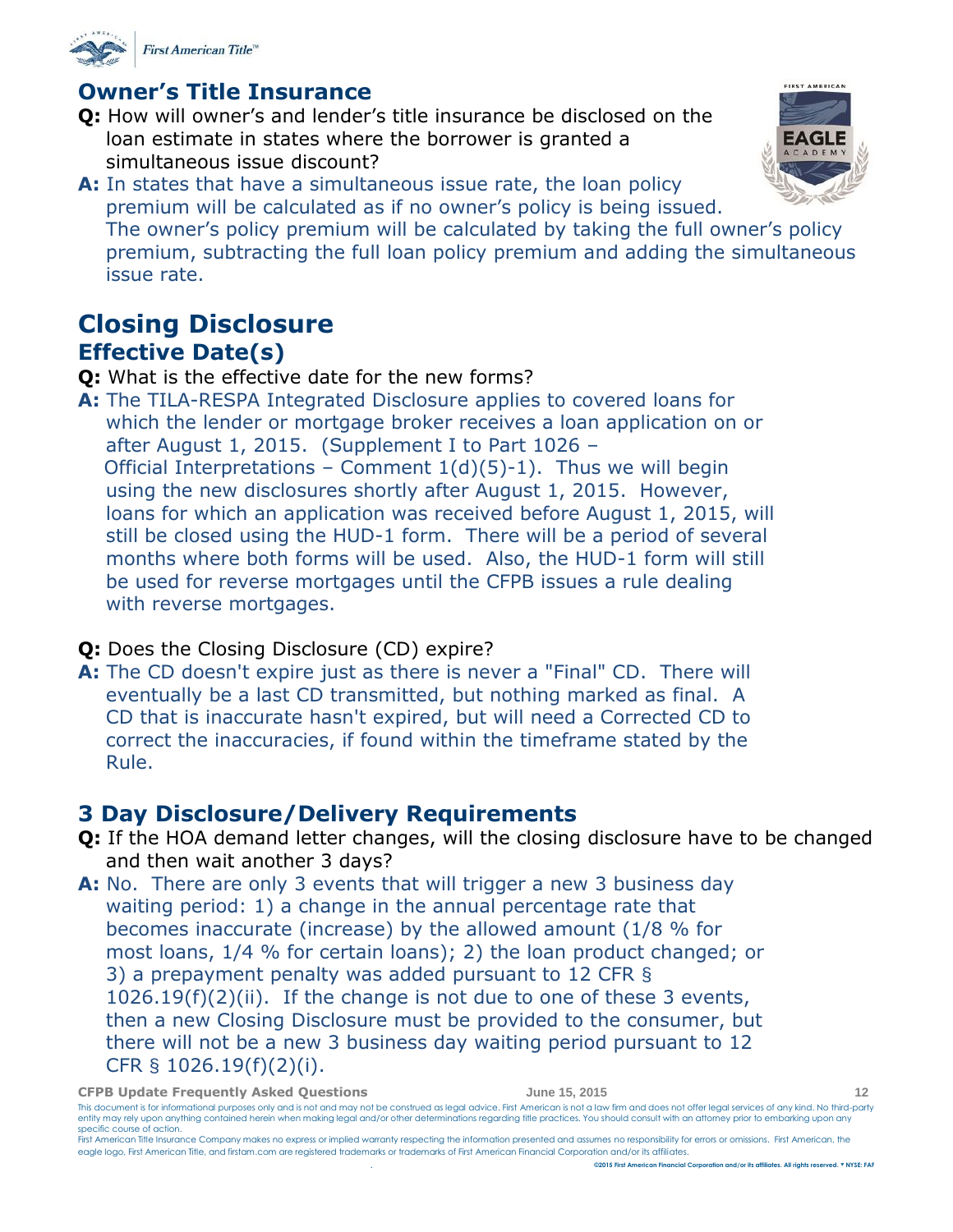## Owner's Title Insurance

**Q:** How will owner's and lender's title insurance be disclosed on the loan estimate in states where the borrower is granted a simultaneous issue discount?

**A:** In states that have a simultaneous issue rate, the loan policy premium will be calculated as if no owner's policy is being issued. The owner's policy premium will be calculated by taking the full owner's policy premium, subtracting the full loan policy premium and adding the simultaneous issue rate.

# Closing Disclosure

## Effective Date(s)

**Q:** What is the effective date for the new forms?

**A:** The TILA-RESPA Integrated Disclosure applies to covered loans for which the lender or mortgage broker receives a loan application on or after August 1, 2015. (Supplement I to Part 1026 – Official Interpretations – Comment 1(d)(5)-1). Thus we will begin using the new disclosures shortly after August 1, 2015. However, loans for which an application was received before August 1, 2015, will still be closed using the HUD-1 form. There will be a period of several months where both forms will be used. Also, the HUD-1 form will still be used for reverse mortgages until the CFPB issues a rule dealing with reverse mortgages.

**Q:** Does the Closing Disclosure (CD) expire?

**A:** The CD doesn't expire just as there is never a "Final" CD. There will eventually be a last CD transmitted, but nothing marked as final. A CD that is inaccurate hasn't expired, but will need a Corrected CD to correct the inaccuracies, if found within the timeframe stated by the Rule.

## 3 Day Disclosure/Delivery Requirements

**Q:** If the HOA demand letter changes, will the closing disclosure have to be changed and then wait another 3 days?

**A:** No. There are only 3 events that will trigger a new 3 business day waiting period: 1) a change in the annual percentage rate that becomes inaccurate (increase) by the allowed amount (1/8 % for most loans, 1/4 % for certain loans); 2) the loan product changed; or 3) a prepayment penalty was added pursuant to 12 CFR § 1026.19(f)(2)(ii). If the change is not due to one of these 3 events, then a new Closing Disclosure must be provided to the consumer, but there will not be a new 3 business day waiting period pursuant to 12 CFR § 1026.19(f)(2)(i).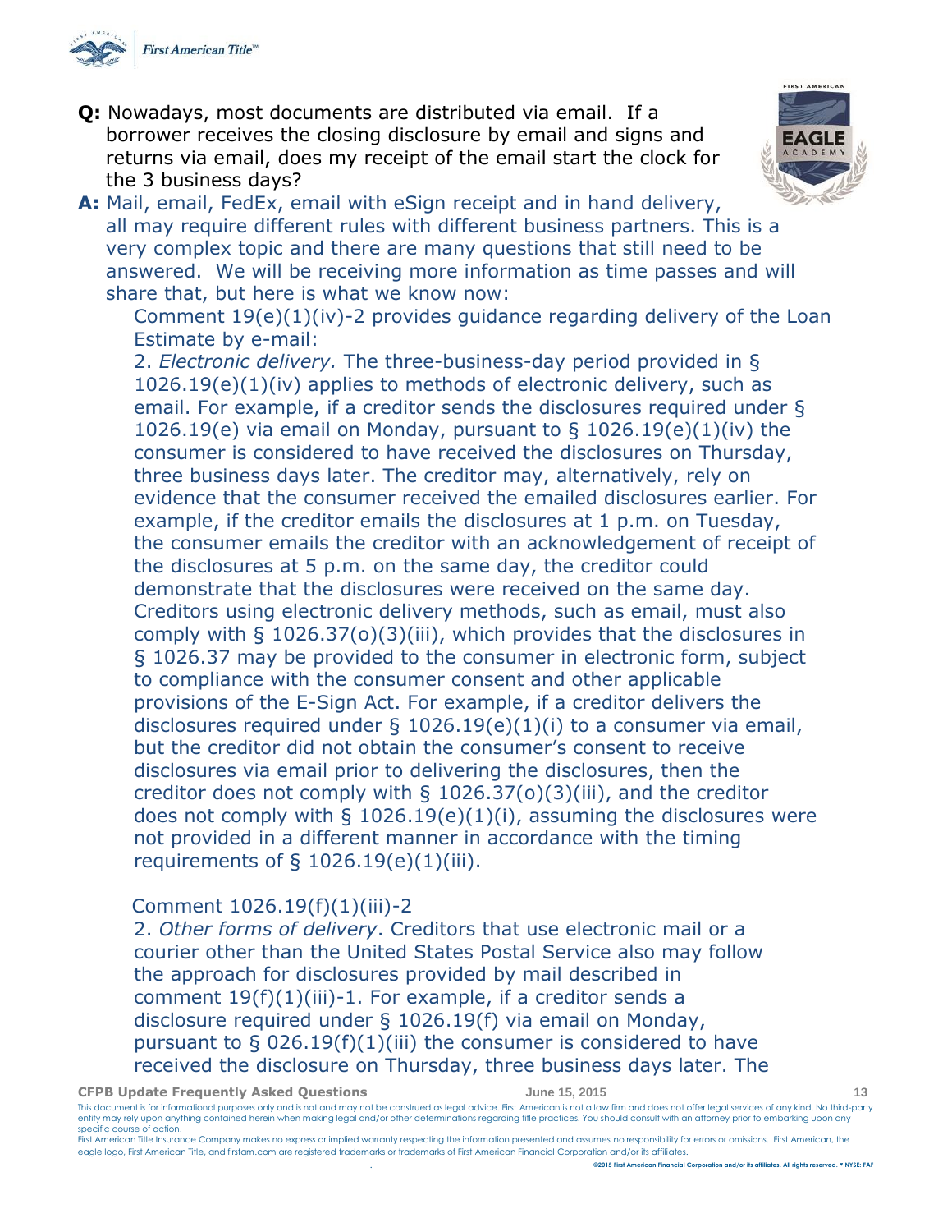**Q:** Nowadays, most documents are distributed via email. If a borrower receives the closing disclosure by email and signs and returns via email, does my receipt of the email start the clock for the 3 business days?

**A:** Mail, email, FedEx, email with eSign receipt and in hand delivery, all may require different rules with different business partners. This is a very complex topic and there are many questions that still need to be answered. We will be receiving more information as time passes and will share that, but here is what we know now:

Comment 19(e)(1)(iv)-2 provides guidance regarding delivery of the Loan Estimate by e-mail:

2. *Electronic delivery.* The three-business-day period provided in § 1026.19(e)(1)(iv) applies to methods of electronic delivery, such as email. For example, if a creditor sends the disclosures required under § 1026.19(e) via email on Monday, pursuant to § 1026.19(e)(1)(iv) the consumer is considered to have received the disclosures on Thursday, three business days later. The creditor may, alternatively, rely on evidence that the consumer received the emailed disclosures earlier. For example, if the creditor emails the disclosures at 1 p.m. on Tuesday, the consumer emails the creditor with an acknowledgement of receipt of the disclosures at 5 p.m. on the same day, the creditor could demonstrate that the disclosures were received on the same day. Creditors using electronic delivery methods, such as email, must also comply with § 1026.37(o)(3)(iii), which provides that the disclosures in § 1026.37 may be provided to the consumer in electronic form, subject to compliance with the consumer consent and other applicable provisions of the E-Sign Act. For example, if a creditor delivers the disclosures required under § 1026.19(e)(1)(i) to a consumer via email, but the creditor did not obtain the consumer's consent to receive disclosures via email prior to delivering the disclosures, then the creditor does not comply with § 1026.37(o)(3)(iii), and the creditor does not comply with § 1026.19(e)(1)(i), assuming the disclosures were not provided in a different manner in accordance with the timing requirements of § 1026.19(e)(1)(iii).

Comment 1026.19(f)(1)(iii)-2

2. *Other forms of delivery*. Creditors that use electronic mail or a courier other than the United States Postal Service also may follow the approach for disclosures provided by mail described in comment 19(f)(1)(iii)-1. For example, if a creditor sends a disclosure required under § 1026.19(f) via email on Monday, pursuant to § 026.19(f)(1)(iii) the consumer is considered to have received the disclosure on Thursday, three business days later. The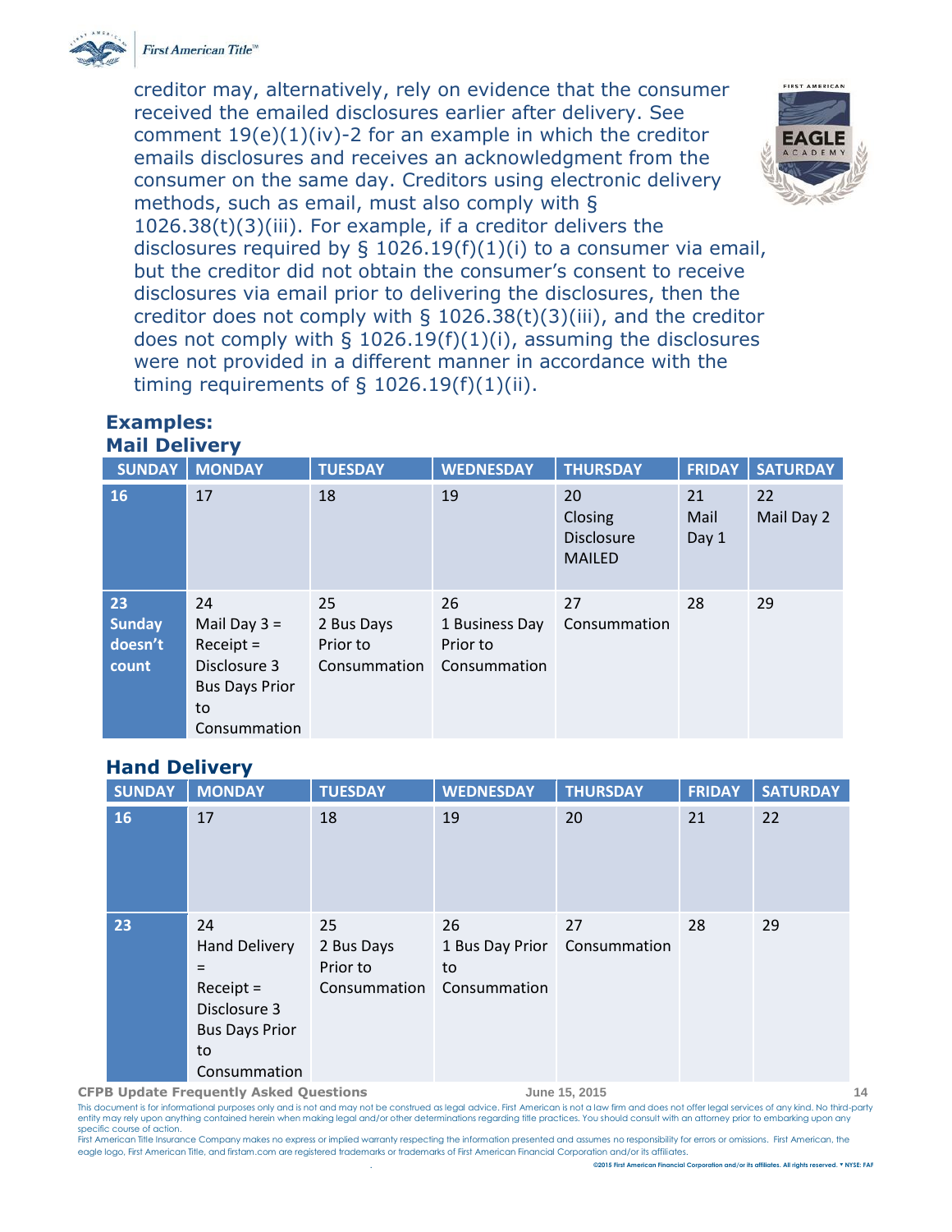creditor may, alternatively, rely on evidence that the consumer received the emailed disclosures earlier after delivery. See comment 19(e)(1)(iv)-2 for an example in which the creditor emails disclosures and receives an acknowledgment from the consumer on the same day. Creditors using electronic delivery methods, such as email, must also comply with § 1026.38(t)(3)(iii). For example, if a creditor delivers the disclosures required by § 1026.19(f)(1)(i) to a consumer via email, but the creditor did not obtain the consumer's consent to receive disclosures via email prior to delivering the disclosures, then the creditor does not comply with § 1026.38(t)(3)(iii), and the creditor does not comply with § 1026.19(f)(1)(i), assuming the disclosures were not provided in a different manner in accordance with the timing requirements of § 1026.19(f)(1)(ii).

## Examples:

### Mail Delivery

| SUNDAY | MONDAY | TUESDAY | WEDNESDAY | THURSDAY | FRIDAY | SATURDAY |
|---|---|---|---|---|---|---|
| 16 | 17 | 18 | 19 | 20 Closing Disclosure MAILED | 21 Mail Day 1 | 22 Mail Day 2 |
| 23 Sunday doesn't count | 24 Mail Day 3 = Receipt = Disclosure 3 Bus Days Prior to Consummation | 25 2 Bus Days Prior to Consummation | 26 1 Business Day Prior to Consummation | 27 Consummation | 28 | 29 |

### Hand Delivery

| SUNDAY | MONDAY | TUESDAY | WEDNESDAY | THURSDAY | FRIDAY | SATURDAY |
|---|---|---|---|---|---|---|
| 16 | 17 | 18 | 19 | 20 | 21 | 22 |
| 23 | 24 Hand Delivery = Receipt = Disclosure 3 Bus Days Prior to Consummation | 25 2 Bus Days Prior to Consummation | 26 1 Bus Day Prior to Consummation | 27 Consummation | 28 | 29 |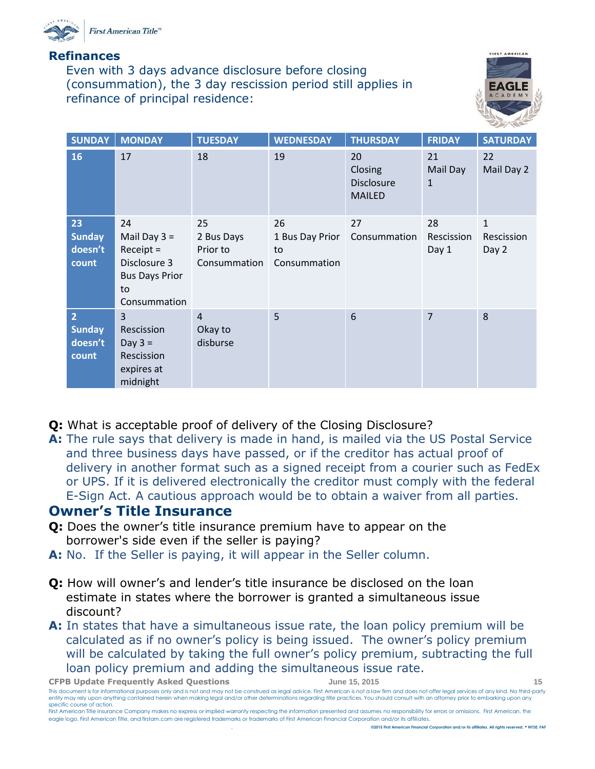## Refinances

Even with 3 days advance disclosure before closing (consummation), the 3 day rescission period still applies in refinance of principal residence:

| SUNDAY | MONDAY | TUESDAY | WEDNESDAY | THURSDAY | FRIDAY | SATURDAY |
|---|---|---|---|---|---|---|
| 16 | 17 | 18 | 19 | 20 Closing Disclosure MAILED | 21 Mail Day 1 | 22 Mail Day 2 |
| 23 Sunday doesn't count | 24 Mail Day 3 = Receipt = Disclosure 3 Bus Days Prior to Consummation | 25 2 Bus Days Prior to Consummation | 26 1 Bus Day Prior to Consummation | 27 Consummation | 28 Rescission Day 1 | 1 Rescission Day 2 |
| 2 Sunday doesn't count | 3 Rescission Day 3 = Rescission expires at midnight | 4 Okay to disburse | 5 | 6 | 7 | 8 |

**Q:** What is acceptable proof of delivery of the Closing Disclosure?

**A:** The rule says that delivery is made in hand, is mailed via the US Postal Service and three business days have passed, or if the creditor has actual proof of delivery in another format such as a signed receipt from a courier such as FedEx or UPS. If it is delivered electronically the creditor must comply with the federal E-Sign Act. A cautious approach would be to obtain a waiver from all parties.

## Owner's Title Insurance

**Q:** Does the owner's title insurance premium have to appear on the borrower's side even if the seller is paying?

**A:** No. If the Seller is paying, it will appear in the Seller column.

**Q:** How will owner's and lender's title insurance be disclosed on the loan estimate in states where the borrower is granted a simultaneous issue discount?

**A:** In states that have a simultaneous issue rate, the loan policy premium will be calculated as if no owner's policy is being issued. The owner's policy premium will be calculated by taking the full owner's policy premium, subtracting the full loan policy premium and adding the simultaneous issue rate.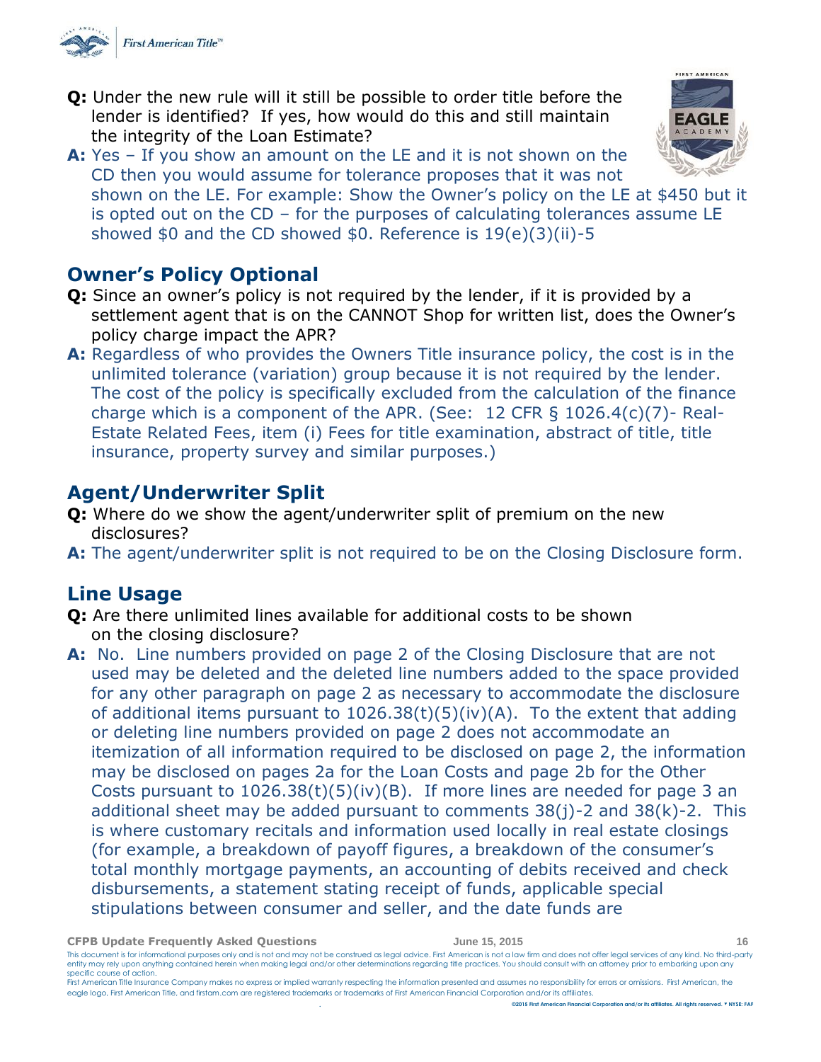**Q:** Under the new rule will it still be possible to order title before the lender is identified? If yes, how would do this and still maintain the integrity of the Loan Estimate?

**A:** Yes – If you show an amount on the LE and it is not shown on the CD then you would assume for tolerance proposes that it was not shown on the LE. For example: Show the Owner's policy on the LE at $450 but it is opted out on the CD – for the purposes of calculating tolerances assume LE showed $0 and the CD showed $0. Reference is 19(e)(3)(ii)-5

## Owner's Policy Optional

**Q:** Since an owner's policy is not required by the lender, if it is provided by a settlement agent that is on the CANNOT Shop for written list, does the Owner's policy charge impact the APR?

**A:** Regardless of who provides the Owners Title insurance policy, the cost is in the unlimited tolerance (variation) group because it is not required by the lender. The cost of the policy is specifically excluded from the calculation of the finance charge which is a component of the APR. (See: 12 CFR § 1026.4(c)(7)- Real-Estate Related Fees, item (i) Fees for title examination, abstract of title, title insurance, property survey and similar purposes.)

## Agent/Underwriter Split

**Q:** Where do we show the agent/underwriter split of premium on the new disclosures?

**A:** The agent/underwriter split is not required to be on the Closing Disclosure form.

## Line Usage

**Q:** Are there unlimited lines available for additional costs to be shown on the closing disclosure?

**A:** No. Line numbers provided on page 2 of the Closing Disclosure that are not used may be deleted and the deleted line numbers added to the space provided for any other paragraph on page 2 as necessary to accommodate the disclosure of additional items pursuant to 1026.38(t)(5)(iv)(A). To the extent that adding or deleting line numbers provided on page 2 does not accommodate an itemization of all information required to be disclosed on page 2, the information may be disclosed on pages 2a for the Loan Costs and page 2b for the Other Costs pursuant to 1026.38(t)(5)(iv)(B). If more lines are needed for page 3 an additional sheet may be added pursuant to comments 38(j)-2 and 38(k)-2. This is where customary recitals and information used locally in real estate closings (for example, a breakdown of payoff figures, a breakdown of the consumer's total monthly mortgage payments, an accounting of debits received and check disbursements, a statement stating receipt of funds, applicable special stipulations between consumer and seller, and the date funds are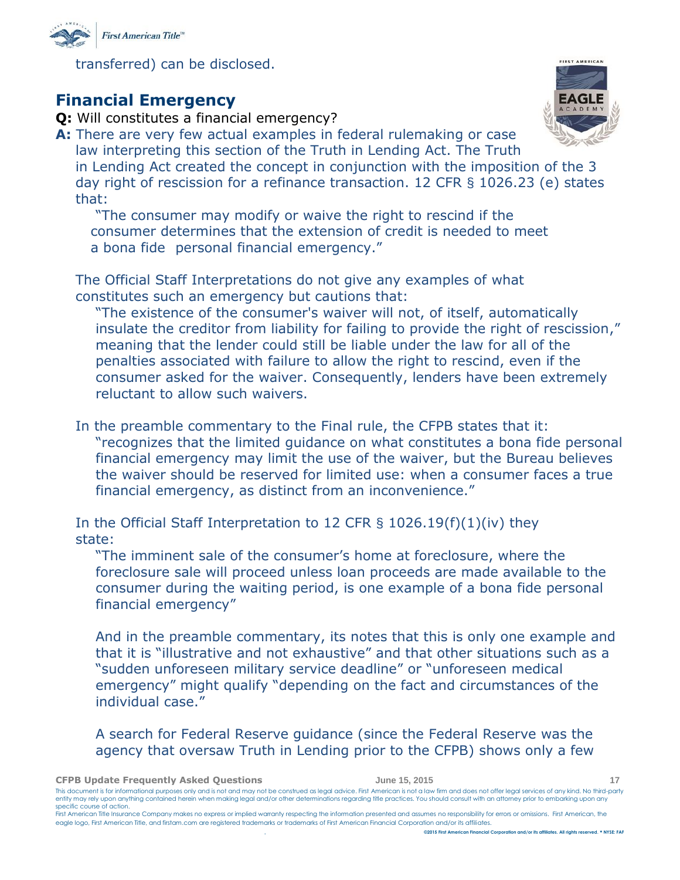transferred) can be disclosed.

## Financial Emergency

**Q:** Will constitutes a financial emergency?

**A:** There are very few actual examples in federal rulemaking or case law interpreting this section of the Truth in Lending Act. The Truth in Lending Act created the concept in conjunction with the imposition of the 3 day right of rescission for a refinance transaction. 12 CFR § 1026.23 (e) states that:

> "The consumer may modify or waive the right to rescind if the consumer determines that the extension of credit is needed to meet a bona fide personal financial emergency."

The Official Staff Interpretations do not give any examples of what constitutes such an emergency but cautions that:

> "The existence of the consumer's waiver will not, of itself, automatically insulate the creditor from liability for failing to provide the right of rescission," meaning that the lender could still be liable under the law for all of the penalties associated with failure to allow the right to rescind, even if the consumer asked for the waiver. Consequently, lenders have been extremely reluctant to allow such waivers.

In the preamble commentary to the Final rule, the CFPB states that it:

> "recognizes that the limited guidance on what constitutes a bona fide personal financial emergency may limit the use of the waiver, but the Bureau believes the waiver should be reserved for limited use: when a consumer faces a true financial emergency, as distinct from an inconvenience."

In the Official Staff Interpretation to 12 CFR § 1026.19(f)(1)(iv) they state:

> "The imminent sale of the consumer's home at foreclosure, where the foreclosure sale will proceed unless loan proceeds are made available to the consumer during the waiting period, is one example of a bona fide personal financial emergency"
>
> And in the preamble commentary, its notes that this is only one example and that it is "illustrative and not exhaustive" and that other situations such as a "sudden unforeseen military service deadline" or "unforeseen medical emergency" might qualify "depending on the fact and circumstances of the individual case."
>
> A search for Federal Reserve guidance (since the Federal Reserve was the agency that oversaw Truth in Lending prior to the CFPB) shows only a few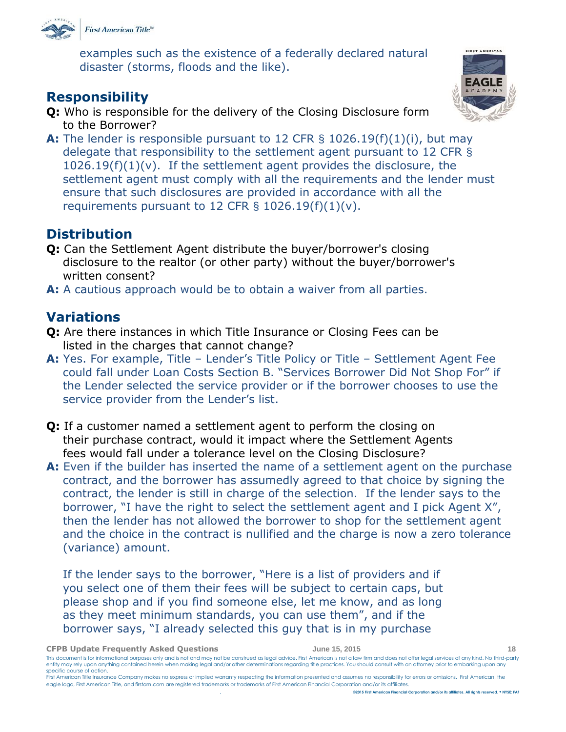examples such as the existence of a federally declared natural disaster (storms, floods and the like).

## Responsibility

**Q:** Who is responsible for the delivery of the Closing Disclosure form to the Borrower?

**A:** The lender is responsible pursuant to 12 CFR § 1026.19(f)(1)(i), but may delegate that responsibility to the settlement agent pursuant to 12 CFR § 1026.19(f)(1)(v). If the settlement agent provides the disclosure, the settlement agent must comply with all the requirements and the lender must ensure that such disclosures are provided in accordance with all the requirements pursuant to 12 CFR § 1026.19(f)(1)(v).

## Distribution

**Q:** Can the Settlement Agent distribute the buyer/borrower's closing disclosure to the realtor (or other party) without the buyer/borrower's written consent?

**A:** A cautious approach would be to obtain a waiver from all parties.

## Variations

**Q:** Are there instances in which Title Insurance or Closing Fees can be listed in the charges that cannot change?

**A:** Yes. For example, Title – Lender's Title Policy or Title – Settlement Agent Fee could fall under Loan Costs Section B. "Services Borrower Did Not Shop For" if the Lender selected the service provider or if the borrower chooses to use the service provider from the Lender's list.

**Q:** If a customer named a settlement agent to perform the closing on their purchase contract, would it impact where the Settlement Agents fees would fall under a tolerance level on the Closing Disclosure?

**A:** Even if the builder has inserted the name of a settlement agent on the purchase contract, and the borrower has assumedly agreed to that choice by signing the contract, the lender is still in charge of the selection. If the lender says to the borrower, "I have the right to select the settlement agent and I pick Agent X", then the lender has not allowed the borrower to shop for the settlement agent and the choice in the contract is nullified and the charge is now a zero tolerance (variance) amount.

If the lender says to the borrower, "Here is a list of providers and if you select one of them their fees will be subject to certain caps, but please shop and if you find someone else, let me know, and as long as they meet minimum standards, you can use them", and if the borrower says, "I already selected this guy that is in my purchase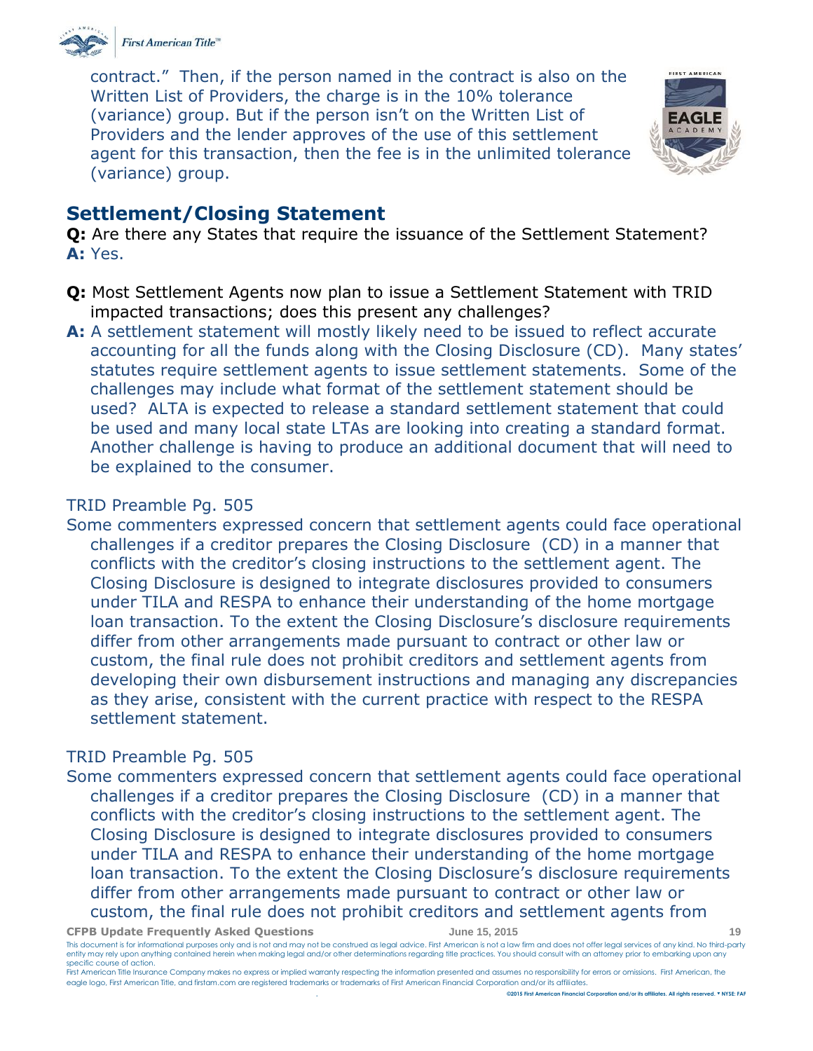contract." Then, if the person named in the contract is also on the Written List of Providers, the charge is in the 10% tolerance (variance) group. But if the person isn't on the Written List of Providers and the lender approves of the use of this settlement agent for this transaction, then the fee is in the unlimited tolerance (variance) group.

## Settlement/Closing Statement

**Q:** Are there any States that require the issuance of the Settlement Statement?
**A:** Yes.

**Q:** Most Settlement Agents now plan to issue a Settlement Statement with TRID impacted transactions; does this present any challenges?
**A:** A settlement statement will mostly likely need to be issued to reflect accurate accounting for all the funds along with the Closing Disclosure (CD). Many states' statutes require settlement agents to issue settlement statements. Some of the challenges may include what format of the settlement statement should be used? ALTA is expected to release a standard settlement statement that could be used and many local state LTAs are looking into creating a standard format. Another challenge is having to produce an additional document that will need to be explained to the consumer.

TRID Preamble Pg. 505

Some commenters expressed concern that settlement agents could face operational challenges if a creditor prepares the Closing Disclosure (CD) in a manner that conflicts with the creditor's closing instructions to the settlement agent. The Closing Disclosure is designed to integrate disclosures provided to consumers under TILA and RESPA to enhance their understanding of the home mortgage loan transaction. To the extent the Closing Disclosure's disclosure requirements differ from other arrangements made pursuant to contract or other law or custom, the final rule does not prohibit creditors and settlement agents from developing their own disbursement instructions and managing any discrepancies as they arise, consistent with the current practice with respect to the RESPA settlement statement.

TRID Preamble Pg. 505

Some commenters expressed concern that settlement agents could face operational challenges if a creditor prepares the Closing Disclosure (CD) in a manner that conflicts with the creditor's closing instructions to the settlement agent. The Closing Disclosure is designed to integrate disclosures provided to consumers under TILA and RESPA to enhance their understanding of the home mortgage loan transaction. To the extent the Closing Disclosure's disclosure requirements differ from other arrangements made pursuant to contract or other law or custom, the final rule does not prohibit creditors and settlement agents from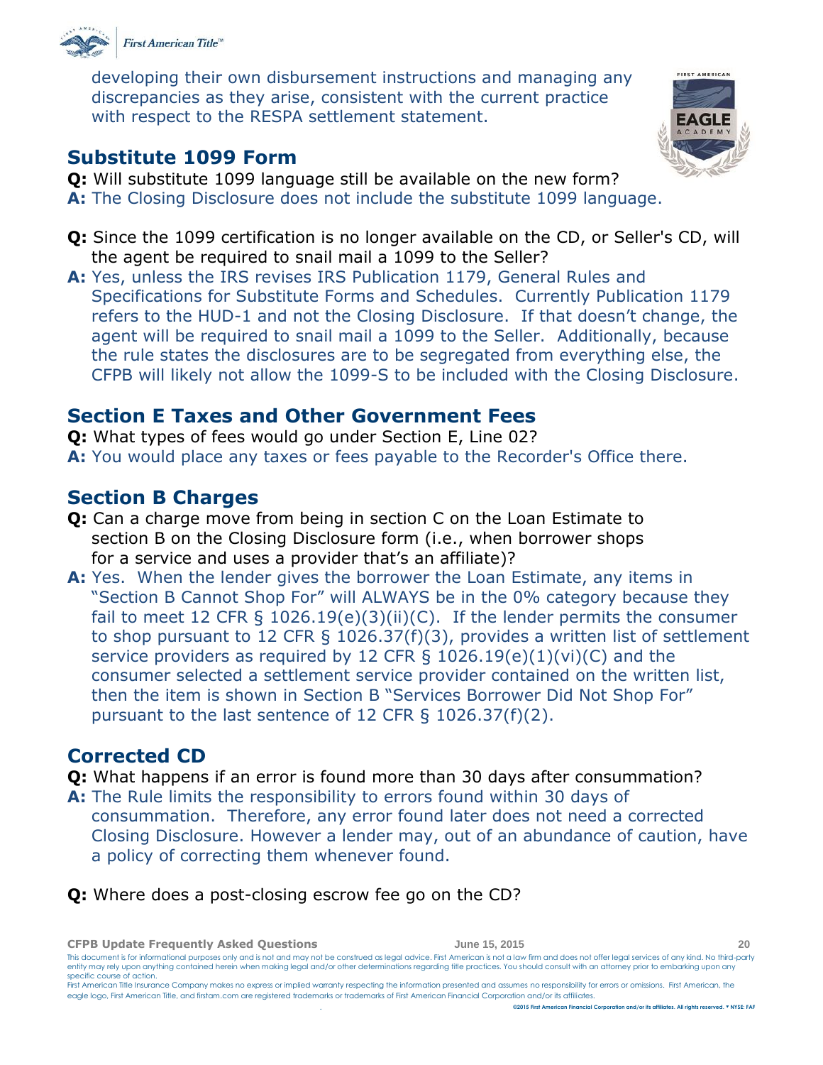developing their own disbursement instructions and managing any discrepancies as they arise, consistent with the current practice with respect to the RESPA settlement statement.

## Substitute 1099 Form

**Q:** Will substitute 1099 language still be available on the new form?

**A:** The Closing Disclosure does not include the substitute 1099 language.

**Q:** Since the 1099 certification is no longer available on the CD, or Seller's CD, will the agent be required to snail mail a 1099 to the Seller?

**A:** Yes, unless the IRS revises IRS Publication 1179, General Rules and Specifications for Substitute Forms and Schedules. Currently Publication 1179 refers to the HUD-1 and not the Closing Disclosure. If that doesn't change, the agent will be required to snail mail a 1099 to the Seller. Additionally, because the rule states the disclosures are to be segregated from everything else, the CFPB will likely not allow the 1099-S to be included with the Closing Disclosure.

## Section E Taxes and Other Government Fees

**Q:** What types of fees would go under Section E, Line 02?

**A:** You would place any taxes or fees payable to the Recorder's Office there.

## Section B Charges

**Q:** Can a charge move from being in section C on the Loan Estimate to section B on the Closing Disclosure form (i.e., when borrower shops for a service and uses a provider that's an affiliate)?

**A:** Yes. When the lender gives the borrower the Loan Estimate, any items in "Section B Cannot Shop For" will ALWAYS be in the 0% category because they fail to meet 12 CFR § 1026.19(e)(3)(ii)(C). If the lender permits the consumer to shop pursuant to 12 CFR § 1026.37(f)(3), provides a written list of settlement service providers as required by 12 CFR § 1026.19(e)(1)(vi)(C) and the consumer selected a settlement service provider contained on the written list, then the item is shown in Section B "Services Borrower Did Not Shop For" pursuant to the last sentence of 12 CFR § 1026.37(f)(2).

## Corrected CD

**Q:** What happens if an error is found more than 30 days after consummation?

**A:** The Rule limits the responsibility to errors found within 30 days of consummation. Therefore, any error found later does not need a corrected Closing Disclosure. However a lender may, out of an abundance of caution, have a policy of correcting them whenever found.

**Q:** Where does a post-closing escrow fee go on the CD?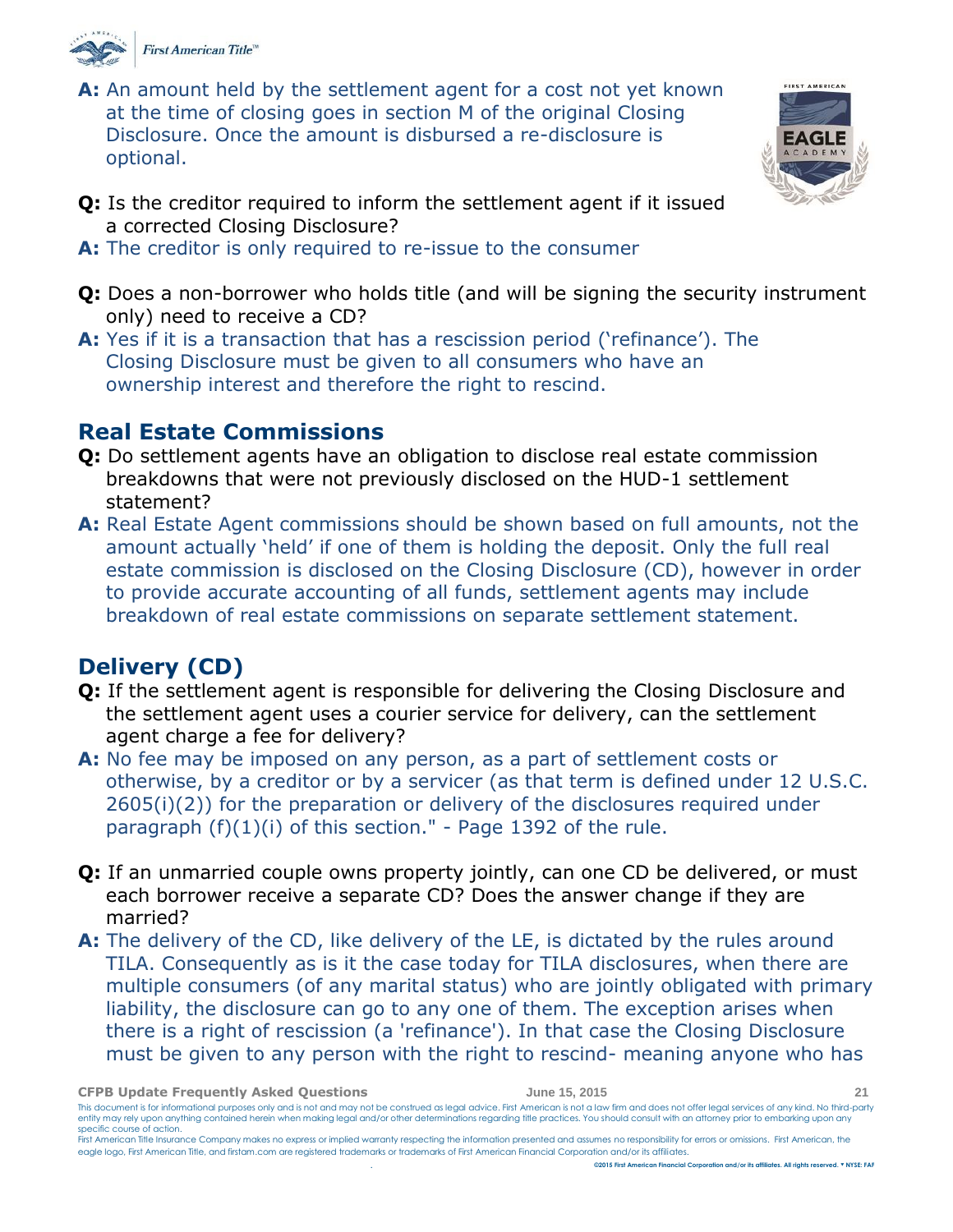**A:** An amount held by the settlement agent for a cost not yet known at the time of closing goes in section M of the original Closing Disclosure. Once the amount is disbursed a re-disclosure is optional.

**Q:** Is the creditor required to inform the settlement agent if it issued a corrected Closing Disclosure?

**A:** The creditor is only required to re-issue to the consumer

**Q:** Does a non-borrower who holds title (and will be signing the security instrument only) need to receive a CD?

**A:** Yes if it is a transaction that has a rescission period ('refinance'). The Closing Disclosure must be given to all consumers who have an ownership interest and therefore the right to rescind.

## Real Estate Commissions

**Q:** Do settlement agents have an obligation to disclose real estate commission breakdowns that were not previously disclosed on the HUD-1 settlement statement?

**A:** Real Estate Agent commissions should be shown based on full amounts, not the amount actually 'held' if one of them is holding the deposit. Only the full real estate commission is disclosed on the Closing Disclosure (CD), however in order to provide accurate accounting of all funds, settlement agents may include breakdown of real estate commissions on separate settlement statement.

## Delivery (CD)

**Q:** If the settlement agent is responsible for delivering the Closing Disclosure and the settlement agent uses a courier service for delivery, can the settlement agent charge a fee for delivery?

**A:** No fee may be imposed on any person, as a part of settlement costs or otherwise, by a creditor or by a servicer (as that term is defined under 12 U.S.C. 2605(i)(2)) for the preparation or delivery of the disclosures required under paragraph (f)(1)(i) of this section." - Page 1392 of the rule.

**Q:** If an unmarried couple owns property jointly, can one CD be delivered, or must each borrower receive a separate CD? Does the answer change if they are married?

**A:** The delivery of the CD, like delivery of the LE, is dictated by the rules around TILA. Consequently as is it the case today for TILA disclosures, when there are multiple consumers (of any marital status) who are jointly obligated with primary liability, the disclosure can go to any one of them. The exception arises when there is a right of rescission (a 'refinance'). In that case the Closing Disclosure must be given to any person with the right to rescind- meaning anyone who has

This document is for informational purposes only and is not and may not be construed as legal advice. First American is not a law firm and does not offer legal services of any kind. No third-party entity may rely upon anything contained herein when making legal and/or other determinations regarding title practices. You should consult with an attorney prior to embarking upon any specific course of action.
First American Title Insurance Company makes no express or implied warranty respecting the information presented and assumes no responsibility for errors or omissions. First American, the eagle logo, First American Title, and firstam.com are registered trademarks or trademarks of First American Financial Corporation and/or its affiliates.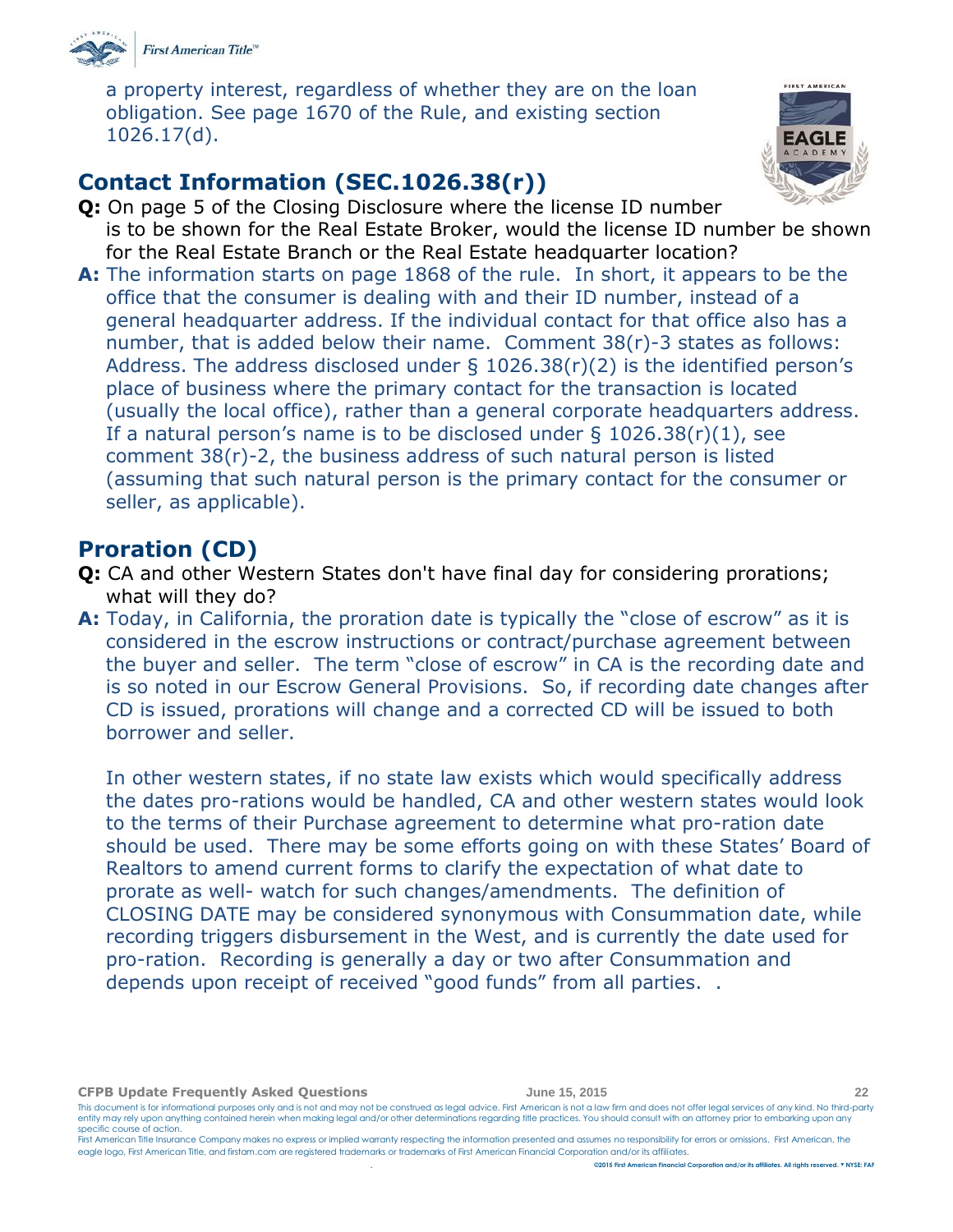a property interest, regardless of whether they are on the loan obligation. See page 1670 of the Rule, and existing section 1026.17(d).

## Contact Information (SEC.1026.38(r))

**Q:** On page 5 of the Closing Disclosure where the license ID number is to be shown for the Real Estate Broker, would the license ID number be shown for the Real Estate Branch or the Real Estate headquarter location?

**A:** The information starts on page 1868 of the rule. In short, it appears to be the office that the consumer is dealing with and their ID number, instead of a general headquarter address. If the individual contact for that office also has a number, that is added below their name. Comment 38(r)-3 states as follows: Address. The address disclosed under § 1026.38(r)(2) is the identified person's place of business where the primary contact for the transaction is located (usually the local office), rather than a general corporate headquarters address. If a natural person's name is to be disclosed under § 1026.38(r)(1), see comment 38(r)-2, the business address of such natural person is listed (assuming that such natural person is the primary contact for the consumer or seller, as applicable).

## Proration (CD)

**Q:** CA and other Western States don't have final day for considering prorations; what will they do?

**A:** Today, in California, the proration date is typically the "close of escrow" as it is considered in the escrow instructions or contract/purchase agreement between the buyer and seller. The term "close of escrow" in CA is the recording date and is so noted in our Escrow General Provisions. So, if recording date changes after CD is issued, prorations will change and a corrected CD will be issued to both borrower and seller.

In other western states, if no state law exists which would specifically address the dates pro-rations would be handled, CA and other western states would look to the terms of their Purchase agreement to determine what pro-ration date should be used. There may be some efforts going on with these States' Board of Realtors to amend current forms to clarify the expectation of what date to prorate as well- watch for such changes/amendments. The definition of CLOSING DATE may be considered synonymous with Consummation date, while recording triggers disbursement in the West, and is currently the date used for pro-ration. Recording is generally a day or two after Consummation and depends upon receipt of received "good funds" from all parties. .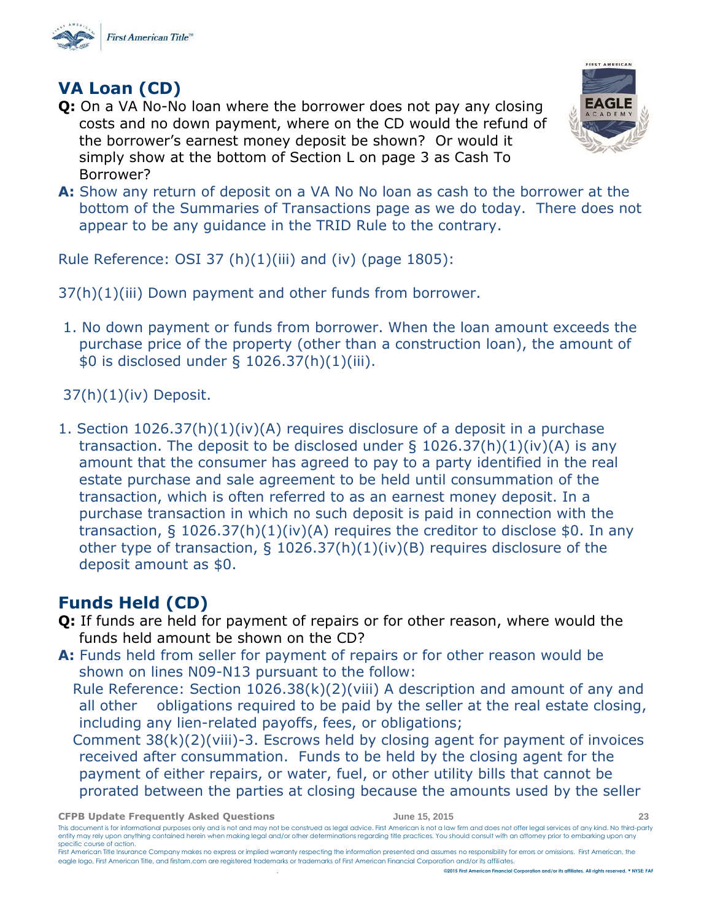## VA Loan (CD)

**Q:** On a VA No-No loan where the borrower does not pay any closing costs and no down payment, where on the CD would the refund of the borrower's earnest money deposit be shown? Or would it simply show at the bottom of Section L on page 3 as Cash To Borrower?

**A:** Show any return of deposit on a VA No No loan as cash to the borrower at the bottom of the Summaries of Transactions page as we do today. There does not appear to be any guidance in the TRID Rule to the contrary.

Rule Reference: OSI 37 (h)(1)(iii) and (iv) (page 1805):

37(h)(1)(iii) Down payment and other funds from borrower.

1. No down payment or funds from borrower. When the loan amount exceeds the purchase price of the property (other than a construction loan), the amount of $0 is disclosed under § 1026.37(h)(1)(iii).

37(h)(1)(iv) Deposit.

1. Section 1026.37(h)(1)(iv)(A) requires disclosure of a deposit in a purchase transaction. The deposit to be disclosed under § 1026.37(h)(1)(iv)(A) is any amount that the consumer has agreed to pay to a party identified in the real estate purchase and sale agreement to be held until consummation of the transaction, which is often referred to as an earnest money deposit. In a purchase transaction in which no such deposit is paid in connection with the transaction, § 1026.37(h)(1)(iv)(A) requires the creditor to disclose $0. In any other type of transaction, § 1026.37(h)(1)(iv)(B) requires disclosure of the deposit amount as $0.

## Funds Held (CD)

**Q:** If funds are held for payment of repairs or for other reason, where would the funds held amount be shown on the CD?

**A:** Funds held from seller for payment of repairs or for other reason would be shown on lines N09-N13 pursuant to the follow:

Rule Reference: Section 1026.38(k)(2)(viii) A description and amount of any and all other obligations required to be paid by the seller at the real estate closing, including any lien-related payoffs, fees, or obligations;

Comment 38(k)(2)(viii)-3. Escrows held by closing agent for payment of invoices received after consummation. Funds to be held by the closing agent for the payment of either repairs, or water, fuel, or other utility bills that cannot be prorated between the parties at closing because the amounts used by the seller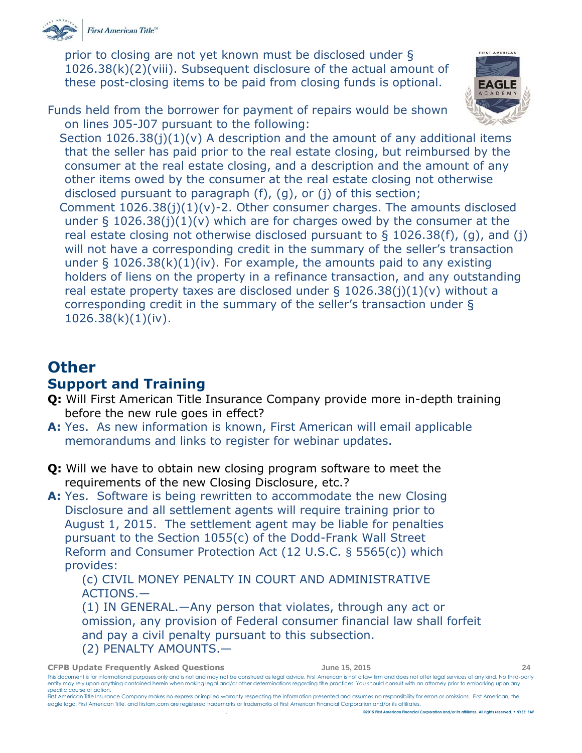prior to closing are not yet known must be disclosed under § 1026.38(k)(2)(viii). Subsequent disclosure of the actual amount of these post-closing items to be paid from closing funds is optional.

Funds held from the borrower for payment of repairs would be shown on lines J05-J07 pursuant to the following:

Section 1026.38(j)(1)(v) A description and the amount of any additional items that the seller has paid prior to the real estate closing, but reimbursed by the consumer at the real estate closing, and a description and the amount of any other items owed by the consumer at the real estate closing not otherwise disclosed pursuant to paragraph (f), (g), or (j) of this section;

Comment 1026.38(j)(1)(v)-2. Other consumer charges. The amounts disclosed under § 1026.38(j)(1)(v) which are for charges owed by the consumer at the real estate closing not otherwise disclosed pursuant to § 1026.38(f), (g), and (j) will not have a corresponding credit in the summary of the seller's transaction under § 1026.38(k)(1)(iv). For example, the amounts paid to any existing holders of liens on the property in a refinance transaction, and any outstanding real estate property taxes are disclosed under § 1026.38(j)(1)(v) without a corresponding credit in the summary of the seller's transaction under § 1026.38(k)(1)(iv).

# Other

## Support and Training

**Q:** Will First American Title Insurance Company provide more in-depth training before the new rule goes in effect?

**A:** Yes. As new information is known, First American will email applicable memorandums and links to register for webinar updates.

**Q:** Will we have to obtain new closing program software to meet the requirements of the new Closing Disclosure, etc.?

**A:** Yes. Software is being rewritten to accommodate the new Closing Disclosure and all settlement agents will require training prior to August 1, 2015. The settlement agent may be liable for penalties pursuant to the Section 1055(c) of the Dodd-Frank Wall Street Reform and Consumer Protection Act (12 U.S.C. § 5565(c)) which provides:

> (c) CIVIL MONEY PENALTY IN COURT AND ADMINISTRATIVE ACTIONS.—
>
> (1) IN GENERAL.—Any person that violates, through any act or omission, any provision of Federal consumer financial law shall forfeit and pay a civil penalty pursuant to this subsection.
>
> (2) PENALTY AMOUNTS.—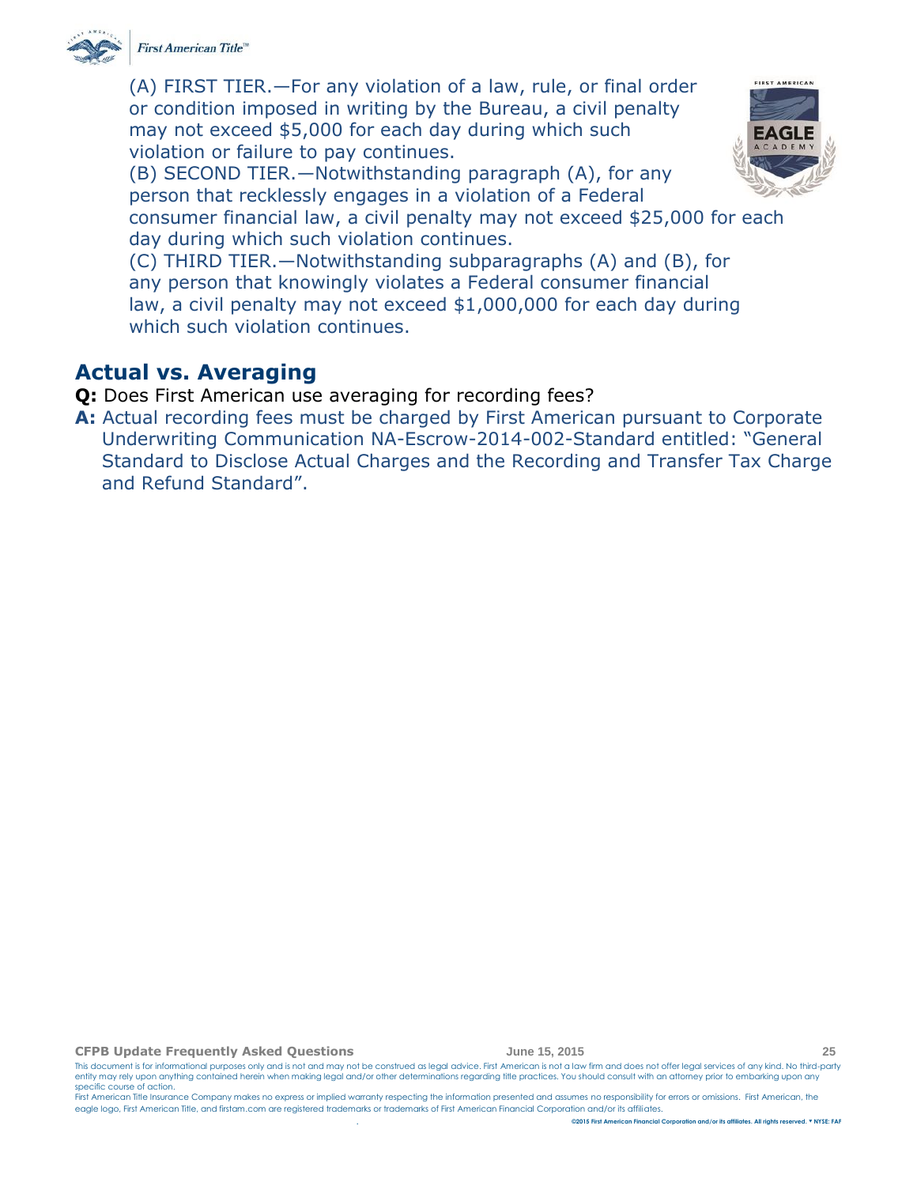(A) FIRST TIER.—For any violation of a law, rule, or final order or condition imposed in writing by the Bureau, a civil penalty may not exceed $5,000 for each day during which such violation or failure to pay continues.

(B) SECOND TIER.—Notwithstanding paragraph (A), for any person that recklessly engages in a violation of a Federal consumer financial law, a civil penalty may not exceed $25,000 for each day during which such violation continues.

(C) THIRD TIER.—Notwithstanding subparagraphs (A) and (B), for any person that knowingly violates a Federal consumer financial law, a civil penalty may not exceed $1,000,000 for each day during which such violation continues.

## Actual vs. Averaging

**Q:** Does First American use averaging for recording fees?

**A:** Actual recording fees must be charged by First American pursuant to Corporate Underwriting Communication NA-Escrow-2014-002-Standard entitled: "General Standard to Disclose Actual Charges and the Recording and Transfer Tax Charge and Refund Standard".